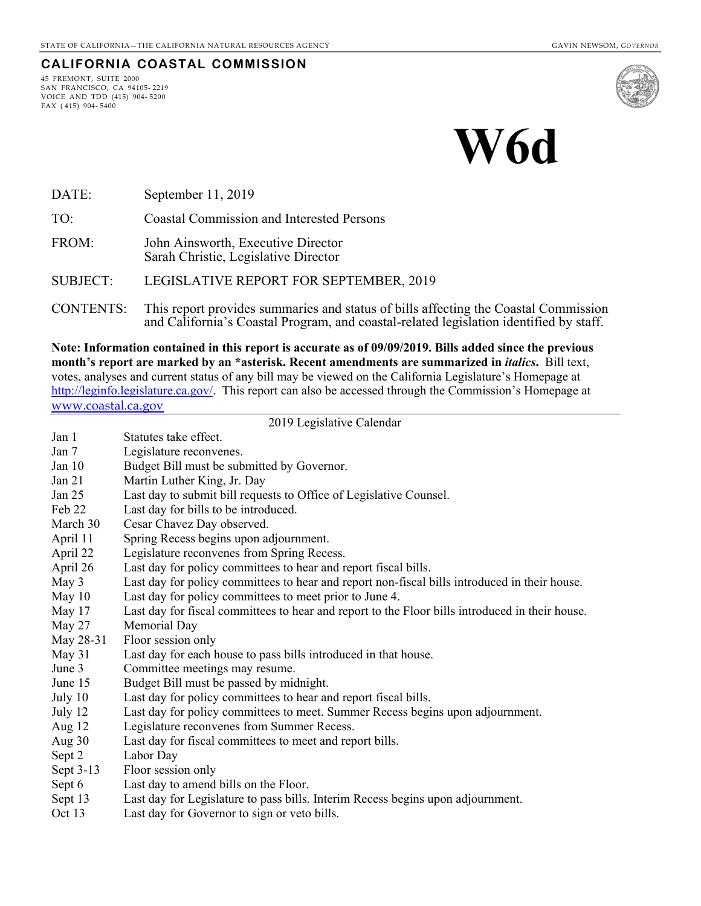STATE OF CALIFORNIA – THE CALIFORNIA NATURAL RESOURCES AGENCY GAVIN NEWSOM, *GOVERNOR*

**CALIFORNIA COASTAL COMMISSION**

45 FREMONT, SUITE 2000
SAN FRANCISCO, CA 94105- 2219
VOICE AND TDD (415) 904- 5200
FAX ( 415) 904- 5400

# W6d

| | |
|---|---|
| DATE: | September 11, 2019 |
| TO: | Coastal Commission and Interested Persons |
| FROM: | John Ainsworth, Executive Director<br>Sarah Christie, Legislative Director |
| SUBJECT: | LEGISLATIVE REPORT FOR SEPTEMBER, 2019 |
| CONTENTS: | This report provides summaries and status of bills affecting the Coastal Commission and California's Coastal Program, and coastal-related legislation identified by staff. |

**Note: Information contained in this report is accurate as of 09/09/2019. Bills added since the previous month's report are marked by an *asterisk. Recent amendments are summarized in *italics*.** Bill text, votes, analyses and current status of any bill may be viewed on the California Legislature's Homepage at http://leginfo.legislature.ca.gov/. This report can also be accessed through the Commission's Homepage at www.coastal.ca.gov

2019 Legislative Calendar

| | |
|---|---|
| Jan 1 | Statutes take effect. |
| Jan 7 | Legislature reconvenes. |
| Jan 10 | Budget Bill must be submitted by Governor. |
| Jan 21 | Martin Luther King, Jr. Day |
| Jan 25 | Last day to submit bill requests to Office of Legislative Counsel. |
| Feb 22 | Last day for bills to be introduced. |
| March 30 | Cesar Chavez Day observed. |
| April 11 | Spring Recess begins upon adjournment. |
| April 22 | Legislature reconvenes from Spring Recess. |
| April 26 | Last day for policy committees to hear and report fiscal bills. |
| May 3 | Last day for policy committees to hear and report non-fiscal bills introduced in their house. |
| May 10 | Last day for policy committees to meet prior to June 4. |
| May 17 | Last day for fiscal committees to hear and report to the Floor bills introduced in their house. |
| May 27 | Memorial Day |
| May 28-31 | Floor session only |
| May 31 | Last day for each house to pass bills introduced in that house. |
| June 3 | Committee meetings may resume. |
| June 15 | Budget Bill must be passed by midnight. |
| July 10 | Last day for policy committees to hear and report fiscal bills. |
| July 12 | Last day for policy committees to meet. Summer Recess begins upon adjournment. |
| Aug 12 | Legislature reconvenes from Summer Recess. |
| Aug 30 | Last day for fiscal committees to meet and report bills. |
| Sept 2 | Labor Day |
| Sept 3-13 | Floor session only |
| Sept 6 | Last day to amend bills on the Floor. |
| Sept 13 | Last day for Legislature to pass bills. Interim Recess begins upon adjournment. |
| Oct 13 | Last day for Governor to sign or veto bills. |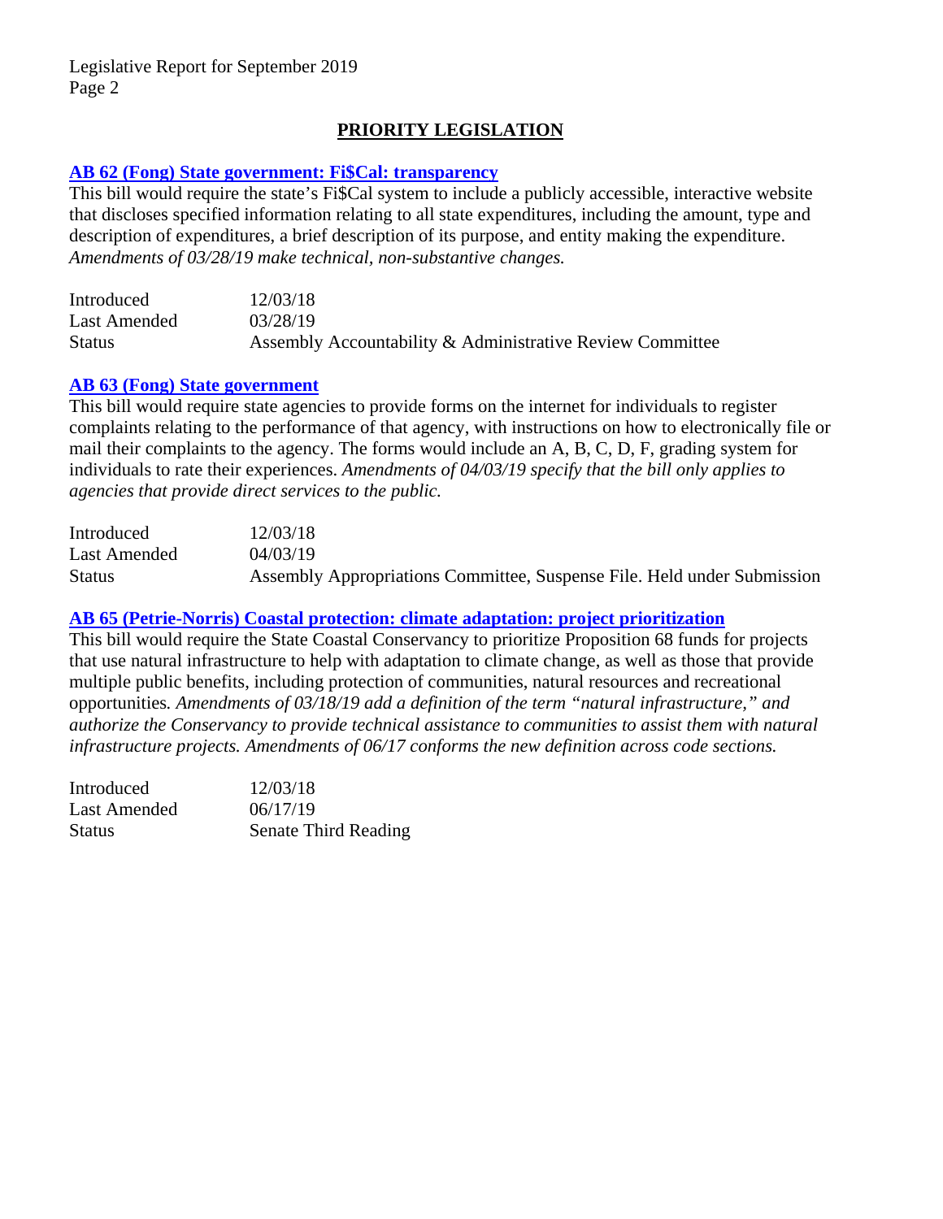## PRIORITY LEGISLATION

### AB 62 (Fong) State government: Fi$Cal: transparency

This bill would require the state's Fi$Cal system to include a publicly accessible, interactive website that discloses specified information relating to all state expenditures, including the amount, type and description of expenditures, a brief description of its purpose, and entity making the expenditure. *Amendments of 03/28/19 make technical, non-substantive changes.*

| | |
|---|---|
| Introduced | 12/03/18 |
| Last Amended | 03/28/19 |
| Status | Assembly Accountability & Administrative Review Committee |

### AB 63 (Fong) State government

This bill would require state agencies to provide forms on the internet for individuals to register complaints relating to the performance of that agency, with instructions on how to electronically file or mail their complaints to the agency. The forms would include an A, B, C, D, F, grading system for individuals to rate their experiences. *Amendments of 04/03/19 specify that the bill only applies to agencies that provide direct services to the public.*

| | |
|---|---|
| Introduced | 12/03/18 |
| Last Amended | 04/03/19 |
| Status | Assembly Appropriations Committee, Suspense File. Held under Submission |

### AB 65 (Petrie-Norris) Coastal protection: climate adaptation: project prioritization

This bill would require the State Coastal Conservancy to prioritize Proposition 68 funds for projects that use natural infrastructure to help with adaptation to climate change, as well as those that provide multiple public benefits, including protection of communities, natural resources and recreational opportunities. *Amendments of 03/18/19 add a definition of the term "natural infrastructure," and authorize the Conservancy to provide technical assistance to communities to assist them with natural infrastructure projects. Amendments of 06/17 conforms the new definition across code sections.*

| | |
|---|---|
| Introduced | 12/03/18 |
| Last Amended | 06/17/19 |
| Status | Senate Third Reading |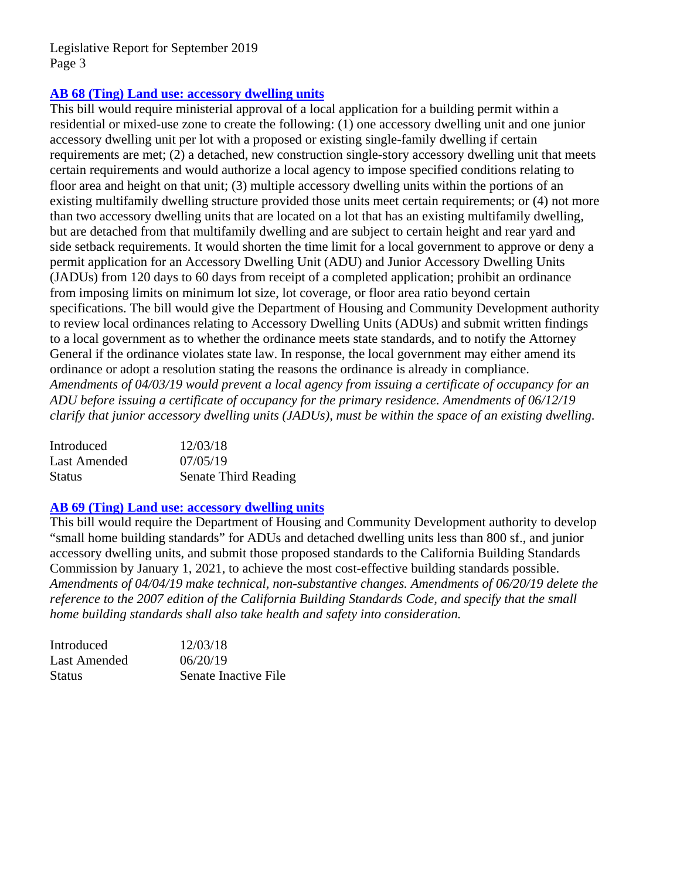### AB 68 (Ting) Land use: accessory dwelling units

This bill would require ministerial approval of a local application for a building permit within a residential or mixed-use zone to create the following: (1) one accessory dwelling unit and one junior accessory dwelling unit per lot with a proposed or existing single-family dwelling if certain requirements are met; (2) a detached, new construction single-story accessory dwelling unit that meets certain requirements and would authorize a local agency to impose specified conditions relating to floor area and height on that unit; (3) multiple accessory dwelling units within the portions of an existing multifamily dwelling structure provided those units meet certain requirements; or (4) not more than two accessory dwelling units that are located on a lot that has an existing multifamily dwelling, but are detached from that multifamily dwelling and are subject to certain height and rear yard and side setback requirements. It would shorten the time limit for a local government to approve or deny a permit application for an Accessory Dwelling Unit (ADU) and Junior Accessory Dwelling Units (JADUs) from 120 days to 60 days from receipt of a completed application; prohibit an ordinance from imposing limits on minimum lot size, lot coverage, or floor area ratio beyond certain specifications. The bill would give the Department of Housing and Community Development authority to review local ordinances relating to Accessory Dwelling Units (ADUs) and submit written findings to a local government as to whether the ordinance meets state standards, and to notify the Attorney General if the ordinance violates state law. In response, the local government may either amend its ordinance or adopt a resolution stating the reasons the ordinance is already in compliance. *Amendments of 04/03/19 would prevent a local agency from issuing a certificate of occupancy for an ADU before issuing a certificate of occupancy for the primary residence. Amendments of 06/12/19 clarify that junior accessory dwelling units (JADUs), must be within the space of an existing dwelling.*

| | |
|---|---|
| Introduced | 12/03/18 |
| Last Amended | 07/05/19 |
| Status | Senate Third Reading |

### AB 69 (Ting) Land use: accessory dwelling units

This bill would require the Department of Housing and Community Development authority to develop "small home building standards" for ADUs and detached dwelling units less than 800 sf., and junior accessory dwelling units, and submit those proposed standards to the California Building Standards Commission by January 1, 2021, to achieve the most cost-effective building standards possible. *Amendments of 04/04/19 make technical, non-substantive changes. Amendments of 06/20/19 delete the reference to the 2007 edition of the California Building Standards Code, and specify that the small home building standards shall also take health and safety into consideration.*

| | |
|---|---|
| Introduced | 12/03/18 |
| Last Amended | 06/20/19 |
| Status | Senate Inactive File |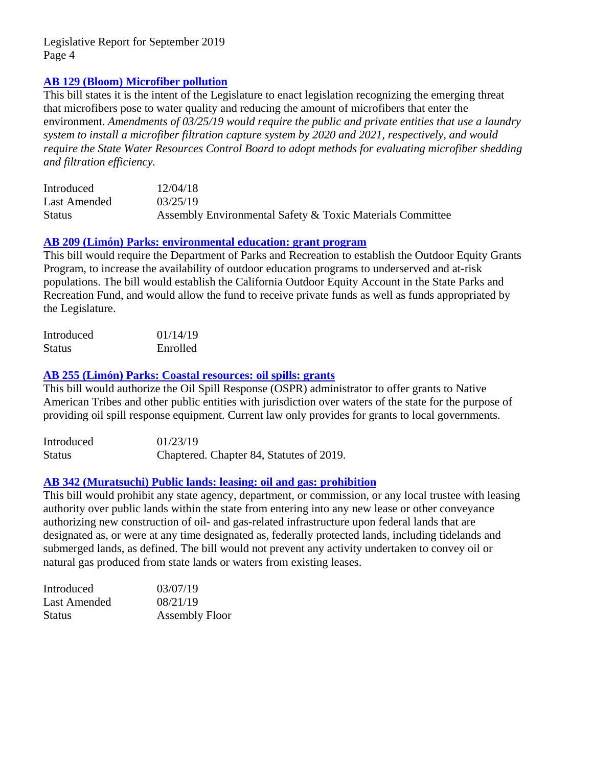### [AB 129 (Bloom) Microfiber pollution]

This bill states it is the intent of the Legislature to enact legislation recognizing the emerging threat that microfibers pose to water quality and reducing the amount of microfibers that enter the environment. *Amendments of 03/25/19 would require the public and private entities that use a laundry system to install a microfiber filtration capture system by 2020 and 2021, respectively, and would require the State Water Resources Control Board to adopt methods for evaluating microfiber shedding and filtration efficiency.*

| | |
|---|---|
| Introduced | 12/04/18 |
| Last Amended | 03/25/19 |
| Status | Assembly Environmental Safety & Toxic Materials Committee |

### [AB 209 (Limón) Parks: environmental education: grant program]

This bill would require the Department of Parks and Recreation to establish the Outdoor Equity Grants Program, to increase the availability of outdoor education programs to underserved and at-risk populations. The bill would establish the California Outdoor Equity Account in the State Parks and Recreation Fund, and would allow the fund to receive private funds as well as funds appropriated by the Legislature.

| | |
|---|---|
| Introduced | 01/14/19 |
| Status | Enrolled |

### [AB 255 (Limón) Parks: Coastal resources: oil spills: grants]

This bill would authorize the Oil Spill Response (OSPR) administrator to offer grants to Native American Tribes and other public entities with jurisdiction over waters of the state for the purpose of providing oil spill response equipment. Current law only provides for grants to local governments.

| | |
|---|---|
| Introduced | 01/23/19 |
| Status | Chaptered. Chapter 84, Statutes of 2019. |

### [AB 342 (Muratsuchi) Public lands: leasing: oil and gas: prohibition]

This bill would prohibit any state agency, department, or commission, or any local trustee with leasing authority over public lands within the state from entering into any new lease or other conveyance authorizing new construction of oil- and gas-related infrastructure upon federal lands that are designated as, or were at any time designated as, federally protected lands, including tidelands and submerged lands, as defined. The bill would not prevent any activity undertaken to convey oil or natural gas produced from state lands or waters from existing leases.

| | |
|---|---|
| Introduced | 03/07/19 |
| Last Amended | 08/21/19 |
| Status | Assembly Floor |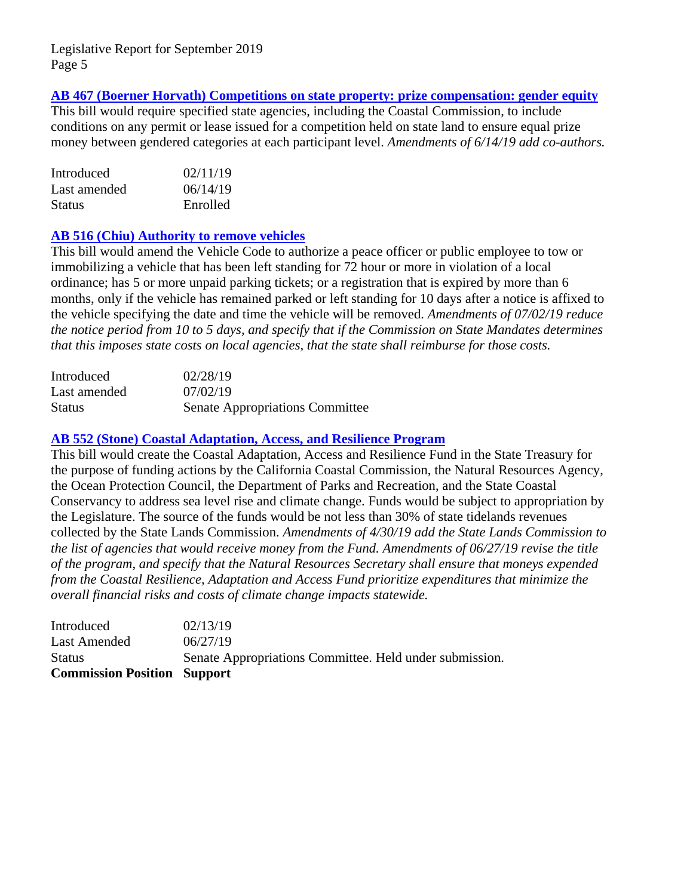### [AB 467 (Boerner Horvath) Competitions on state property: prize compensation: gender equity]()

This bill would require specified state agencies, including the Coastal Commission, to include conditions on any permit or lease issued for a competition held on state land to ensure equal prize money between gendered categories at each participant level. *Amendments of 6/14/19 add co-authors.*

| | |
|---|---|
| Introduced | 02/11/19 |
| Last amended | 06/14/19 |
| Status | Enrolled |

### [AB 516 (Chiu) Authority to remove vehicles]()

This bill would amend the Vehicle Code to authorize a peace officer or public employee to tow or immobilizing a vehicle that has been left standing for 72 hour or more in violation of a local ordinance; has 5 or more unpaid parking tickets; or a registration that is expired by more than 6 months, only if the vehicle has remained parked or left standing for 10 days after a notice is affixed to the vehicle specifying the date and time the vehicle will be removed. *Amendments of 07/02/19 reduce the notice period from 10 to 5 days, and specify that if the Commission on State Mandates determines that this imposes state costs on local agencies, that the state shall reimburse for those costs.*

| | |
|---|---|
| Introduced | 02/28/19 |
| Last amended | 07/02/19 |
| Status | Senate Appropriations Committee |

### [AB 552 (Stone) Coastal Adaptation, Access, and Resilience Program]()

This bill would create the Coastal Adaptation, Access and Resilience Fund in the State Treasury for the purpose of funding actions by the California Coastal Commission, the Natural Resources Agency, the Ocean Protection Council, the Department of Parks and Recreation, and the State Coastal Conservancy to address sea level rise and climate change. Funds would be subject to appropriation by the Legislature. The source of the funds would be not less than 30% of state tidelands revenues collected by the State Lands Commission. *Amendments of 4/30/19 add the State Lands Commission to the list of agencies that would receive money from the Fund. Amendments of 06/27/19 revise the title of the program, and specify that the Natural Resources Secretary shall ensure that moneys expended from the Coastal Resilience, Adaptation and Access Fund prioritize expenditures that minimize the overall financial risks and costs of climate change impacts statewide.*

| | |
|---|---|
| Introduced | 02/13/19 |
| Last Amended | 06/27/19 |
| Status | Senate Appropriations Committee. Held under submission. |
| **Commission Position** | **Support** |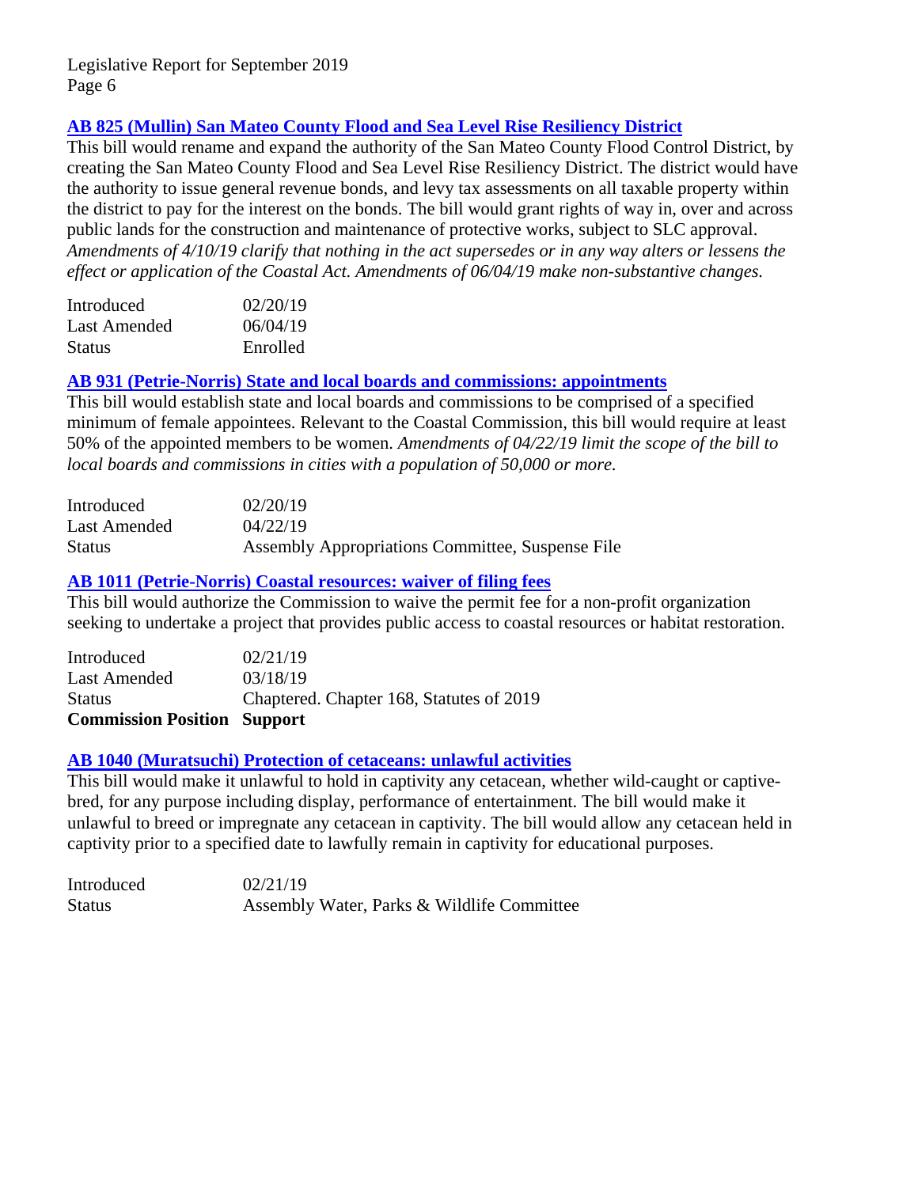### [AB 825 (Mullin) San Mateo County Flood and Sea Level Rise Resiliency District]()

This bill would rename and expand the authority of the San Mateo County Flood Control District, by creating the San Mateo County Flood and Sea Level Rise Resiliency District. The district would have the authority to issue general revenue bonds, and levy tax assessments on all taxable property within the district to pay for the interest on the bonds. The bill would grant rights of way in, over and across public lands for the construction and maintenance of protective works, subject to SLC approval. *Amendments of 4/10/19 clarify that nothing in the act supersedes or in any way alters or lessens the effect or application of the Coastal Act. Amendments of 06/04/19 make non-substantive changes.*

| | |
|---|---|
| Introduced | 02/20/19 |
| Last Amended | 06/04/19 |
| Status | Enrolled |

### [AB 931 (Petrie-Norris) State and local boards and commissions: appointments]()

This bill would establish state and local boards and commissions to be comprised of a specified minimum of female appointees. Relevant to the Coastal Commission, this bill would require at least 50% of the appointed members to be women. *Amendments of 04/22/19 limit the scope of the bill to local boards and commissions in cities with a population of 50,000 or more.*

| | |
|---|---|
| Introduced | 02/20/19 |
| Last Amended | 04/22/19 |
| Status | Assembly Appropriations Committee, Suspense File |

### [AB 1011 (Petrie-Norris) Coastal resources: waiver of filing fees]()

This bill would authorize the Commission to waive the permit fee for a non-profit organization seeking to undertake a project that provides public access to coastal resources or habitat restoration.

| | |
|---|---|
| Introduced | 02/21/19 |
| Last Amended | 03/18/19 |
| Status | Chaptered. Chapter 168, Statutes of 2019 |
| **Commission Position** | **Support** |

### [AB 1040 (Muratsuchi) Protection of cetaceans: unlawful activities]()

This bill would make it unlawful to hold in captivity any cetacean, whether wild-caught or captive-bred, for any purpose including display, performance of entertainment. The bill would make it unlawful to breed or impregnate any cetacean in captivity. The bill would allow any cetacean held in captivity prior to a specified date to lawfully remain in captivity for educational purposes.

| | |
|---|---|
| Introduced | 02/21/19 |
| Status | Assembly Water, Parks & Wildlife Committee |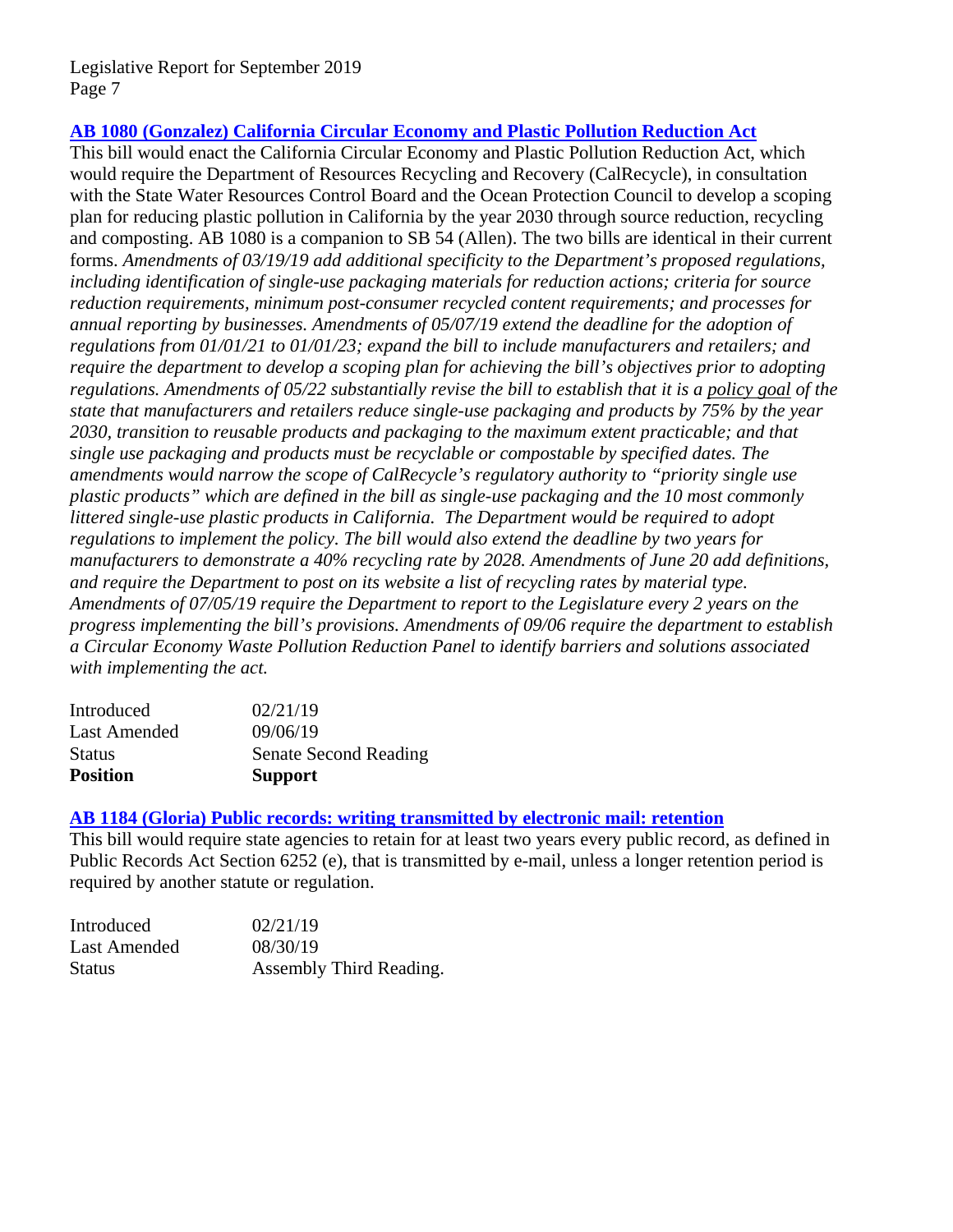### [AB 1080 (Gonzalez) California Circular Economy and Plastic Pollution Reduction Act]

This bill would enact the California Circular Economy and Plastic Pollution Reduction Act, which would require the Department of Resources Recycling and Recovery (CalRecycle), in consultation with the State Water Resources Control Board and the Ocean Protection Council to develop a scoping plan for reducing plastic pollution in California by the year 2030 through source reduction, recycling and composting. AB 1080 is a companion to SB 54 (Allen). The two bills are identical in their current forms. *Amendments of 03/19/19 add additional specificity to the Department's proposed regulations, including identification of single-use packaging materials for reduction actions; criteria for source reduction requirements, minimum post-consumer recycled content requirements; and processes for annual reporting by businesses. Amendments of 05/07/19 extend the deadline for the adoption of regulations from 01/01/21 to 01/01/23; expand the bill to include manufacturers and retailers; and require the department to develop a scoping plan for achieving the bill's objectives prior to adopting regulations. Amendments of 05/22 substantially revise the bill to establish that it is a policy goal of the state that manufacturers and retailers reduce single-use packaging and products by 75% by the year 2030, transition to reusable products and packaging to the maximum extent practicable; and that single use packaging and products must be recyclable or compostable by specified dates. The amendments would narrow the scope of CalRecycle's regulatory authority to "priority single use plastic products" which are defined in the bill as single-use packaging and the 10 most commonly littered single-use plastic products in California. The Department would be required to adopt regulations to implement the policy. The bill would also extend the deadline by two years for manufacturers to demonstrate a 40% recycling rate by 2028. Amendments of June 20 add definitions, and require the Department to post on its website a list of recycling rates by material type. Amendments of 07/05/19 require the Department to report to the Legislature every 2 years on the progress implementing the bill's provisions. Amendments of 09/06 require the department to establish a Circular Economy Waste Pollution Reduction Panel to identify barriers and solutions associated with implementing the act.*

| | |
|---|---|
| Introduced | 02/21/19 |
| Last Amended | 09/06/19 |
| Status | Senate Second Reading |
| **Position** | **Support** |

### [AB 1184 (Gloria) Public records: writing transmitted by electronic mail: retention]

This bill would require state agencies to retain for at least two years every public record, as defined in Public Records Act Section 6252 (e), that is transmitted by e-mail, unless a longer retention period is required by another statute or regulation.

| | |
|---|---|
| Introduced | 02/21/19 |
| Last Amended | 08/30/19 |
| Status | Assembly Third Reading. |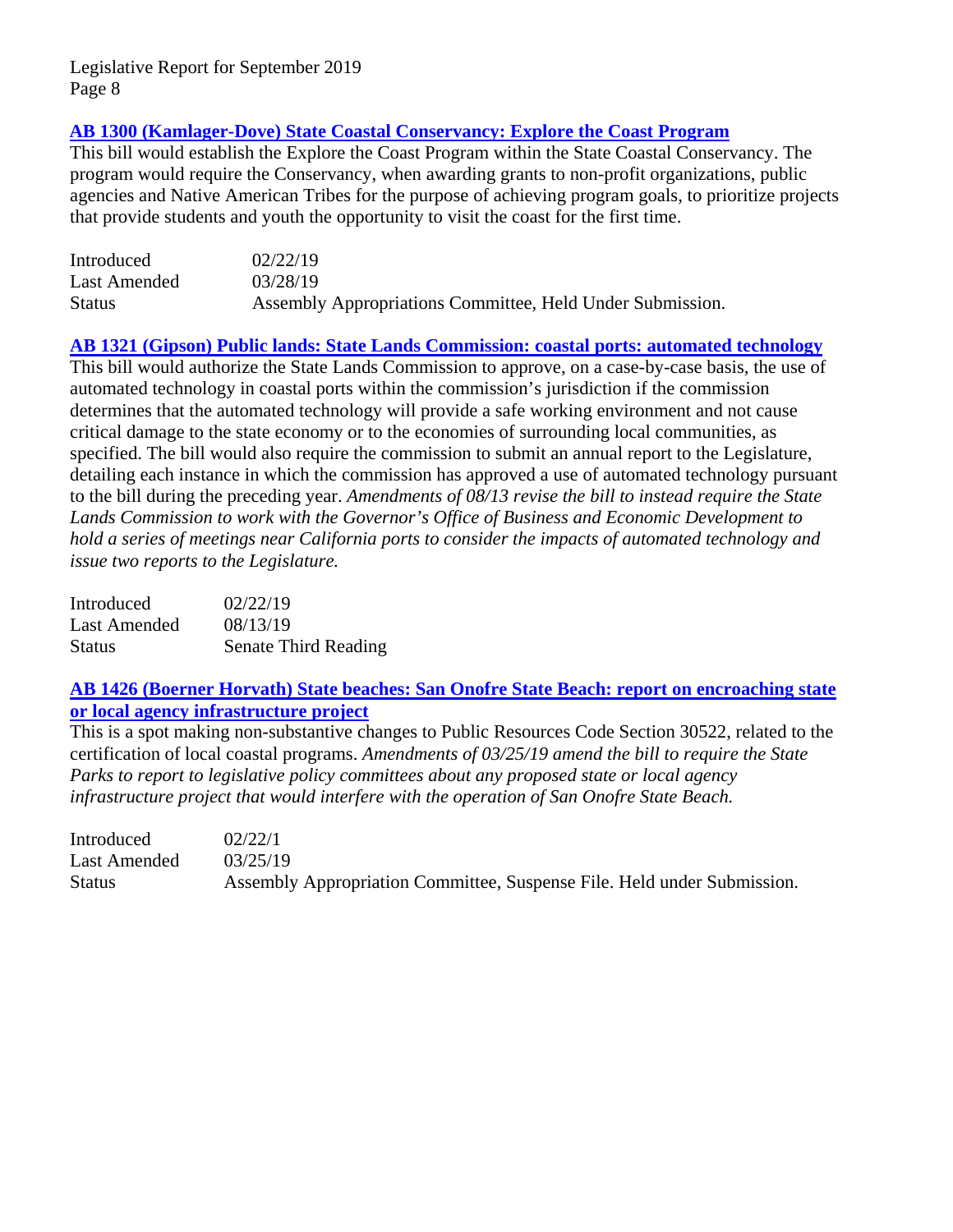### [AB 1300 (Kamlager-Dove) State Coastal Conservancy: Explore the Coast Program]()

This bill would establish the Explore the Coast Program within the State Coastal Conservancy. The program would require the Conservancy, when awarding grants to non-profit organizations, public agencies and Native American Tribes for the purpose of achieving program goals, to prioritize projects that provide students and youth the opportunity to visit the coast for the first time.

| | |
|---|---|
| Introduced | 02/22/19 |
| Last Amended | 03/28/19 |
| Status | Assembly Appropriations Committee, Held Under Submission. |

### [AB 1321 (Gipson) Public lands: State Lands Commission: coastal ports: automated technology]()

This bill would authorize the State Lands Commission to approve, on a case-by-case basis, the use of automated technology in coastal ports within the commission's jurisdiction if the commission determines that the automated technology will provide a safe working environment and not cause critical damage to the state economy or to the economies of surrounding local communities, as specified. The bill would also require the commission to submit an annual report to the Legislature, detailing each instance in which the commission has approved a use of automated technology pursuant to the bill during the preceding year. *Amendments of 08/13 revise the bill to instead require the State Lands Commission to work with the Governor's Office of Business and Economic Development to hold a series of meetings near California ports to consider the impacts of automated technology and issue two reports to the Legislature.*

| | |
|---|---|
| Introduced | 02/22/19 |
| Last Amended | 08/13/19 |
| Status | Senate Third Reading |

### [AB 1426 (Boerner Horvath) State beaches: San Onofre State Beach: report on encroaching state or local agency infrastructure project]()

This is a spot making non-substantive changes to Public Resources Code Section 30522, related to the certification of local coastal programs. *Amendments of 03/25/19 amend the bill to require the State Parks to report to legislative policy committees about any proposed state or local agency infrastructure project that would interfere with the operation of San Onofre State Beach.*

| | |
|---|---|
| Introduced | 02/22/1 |
| Last Amended | 03/25/19 |
| Status | Assembly Appropriation Committee, Suspense File. Held under Submission. |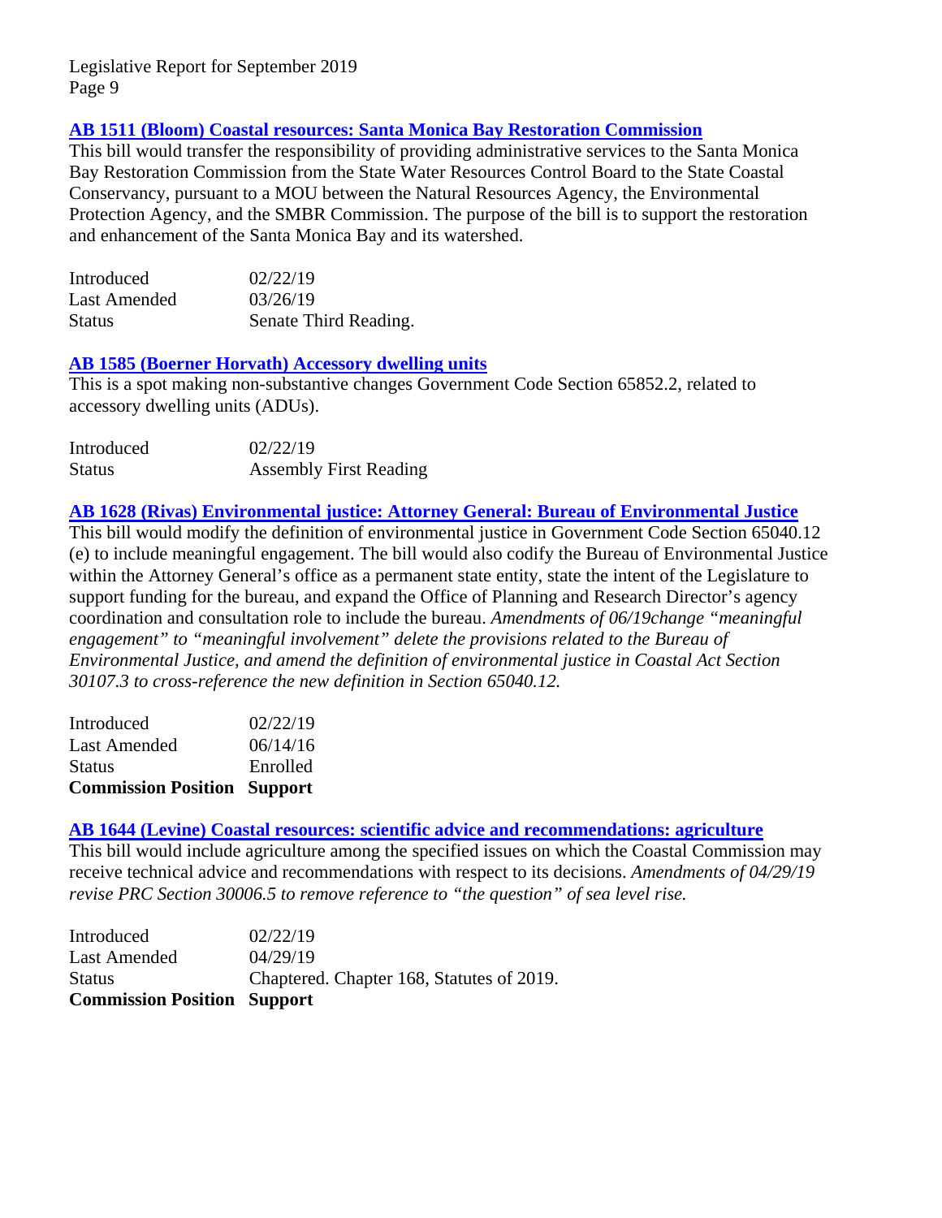### [AB 1511 (Bloom) Coastal resources: Santa Monica Bay Restoration Commission]

This bill would transfer the responsibility of providing administrative services to the Santa Monica Bay Restoration Commission from the State Water Resources Control Board to the State Coastal Conservancy, pursuant to a MOU between the Natural Resources Agency, the Environmental Protection Agency, and the SMBR Commission. The purpose of the bill is to support the restoration and enhancement of the Santa Monica Bay and its watershed.

| | |
|---|---|
| Introduced | 02/22/19 |
| Last Amended | 03/26/19 |
| Status | Senate Third Reading. |

### [AB 1585 (Boerner Horvath) Accessory dwelling units]

This is a spot making non-substantive changes Government Code Section 65852.2, related to accessory dwelling units (ADUs).

| | |
|---|---|
| Introduced | 02/22/19 |
| Status | Assembly First Reading |

### [AB 1628 (Rivas) Environmental justice: Attorney General: Bureau of Environmental Justice]

This bill would modify the definition of environmental justice in Government Code Section 65040.12 (e) to include meaningful engagement. The bill would also codify the Bureau of Environmental Justice within the Attorney General's office as a permanent state entity, state the intent of the Legislature to support funding for the bureau, and expand the Office of Planning and Research Director's agency coordination and consultation role to include the bureau. *Amendments of 06/19change "meaningful engagement" to "meaningful involvement" delete the provisions related to the Bureau of Environmental Justice, and amend the definition of environmental justice in Coastal Act Section 30107.3 to cross-reference the new definition in Section 65040.12.*

| | |
|---|---|
| Introduced | 02/22/19 |
| Last Amended | 06/14/16 |
| Status | Enrolled |
| **Commission Position** | **Support** |

### [AB 1644 (Levine) Coastal resources: scientific advice and recommendations: agriculture]

This bill would include agriculture among the specified issues on which the Coastal Commission may receive technical advice and recommendations with respect to its decisions. *Amendments of 04/29/19 revise PRC Section 30006.5 to remove reference to "the question" of sea level rise.*

| | |
|---|---|
| Introduced | 02/22/19 |
| Last Amended | 04/29/19 |
| Status | Chaptered. Chapter 168, Statutes of 2019. |
| **Commission Position** | **Support** |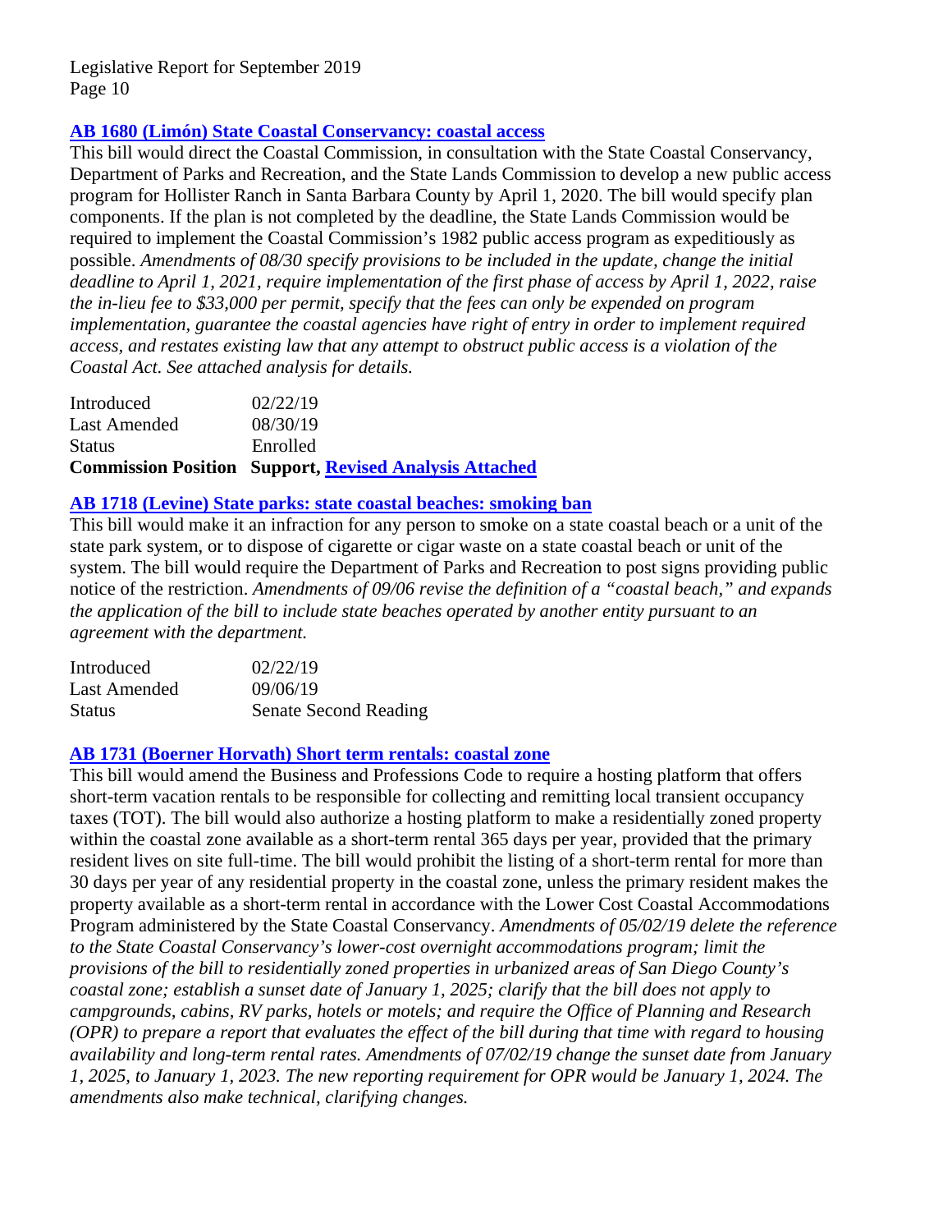### [AB 1680 (Limón) State Coastal Conservancy: coastal access]

This bill would direct the Coastal Commission, in consultation with the State Coastal Conservancy, Department of Parks and Recreation, and the State Lands Commission to develop a new public access program for Hollister Ranch in Santa Barbara County by April 1, 2020. The bill would specify plan components. If the plan is not completed by the deadline, the State Lands Commission would be required to implement the Coastal Commission's 1982 public access program as expeditiously as possible. *Amendments of 08/30 specify provisions to be included in the update, change the initial deadline to April 1, 2021, require implementation of the first phase of access by April 1, 2022, raise the in-lieu fee to $33,000 per permit, specify that the fees can only be expended on program implementation, guarantee the coastal agencies have right of entry in order to implement required access, and restates existing law that any attempt to obstruct public access is a violation of the Coastal Act. See attached analysis for details.*

| | |
|---|---|
| Introduced | 02/22/19 |
| Last Amended | 08/30/19 |
| Status | Enrolled |
| **Commission Position** | **Support, [Revised Analysis Attached]** |

### [AB 1718 (Levine) State parks: state coastal beaches: smoking ban]

This bill would make it an infraction for any person to smoke on a state coastal beach or a unit of the state park system, or to dispose of cigarette or cigar waste on a state coastal beach or unit of the system. The bill would require the Department of Parks and Recreation to post signs providing public notice of the restriction. *Amendments of 09/06 revise the definition of a "coastal beach," and expands the application of the bill to include state beaches operated by another entity pursuant to an agreement with the department.*

| | |
|---|---|
| Introduced | 02/22/19 |
| Last Amended | 09/06/19 |
| Status | Senate Second Reading |

### [AB 1731 (Boerner Horvath) Short term rentals: coastal zone]

This bill would amend the Business and Professions Code to require a hosting platform that offers short-term vacation rentals to be responsible for collecting and remitting local transient occupancy taxes (TOT). The bill would also authorize a hosting platform to make a residentially zoned property within the coastal zone available as a short-term rental 365 days per year, provided that the primary resident lives on site full-time. The bill would prohibit the listing of a short-term rental for more than 30 days per year of any residential property in the coastal zone, unless the primary resident makes the property available as a short-term rental in accordance with the Lower Cost Coastal Accommodations Program administered by the State Coastal Conservancy. *Amendments of 05/02/19 delete the reference to the State Coastal Conservancy's lower-cost overnight accommodations program; limit the provisions of the bill to residentially zoned properties in urbanized areas of San Diego County's coastal zone; establish a sunset date of January 1, 2025; clarify that the bill does not apply to campgrounds, cabins, RV parks, hotels or motels; and require the Office of Planning and Research (OPR) to prepare a report that evaluates the effect of the bill during that time with regard to housing availability and long-term rental rates. Amendments of 07/02/19 change the sunset date from January 1, 2025, to January 1, 2023. The new reporting requirement for OPR would be January 1, 2024. The amendments also make technical, clarifying changes.*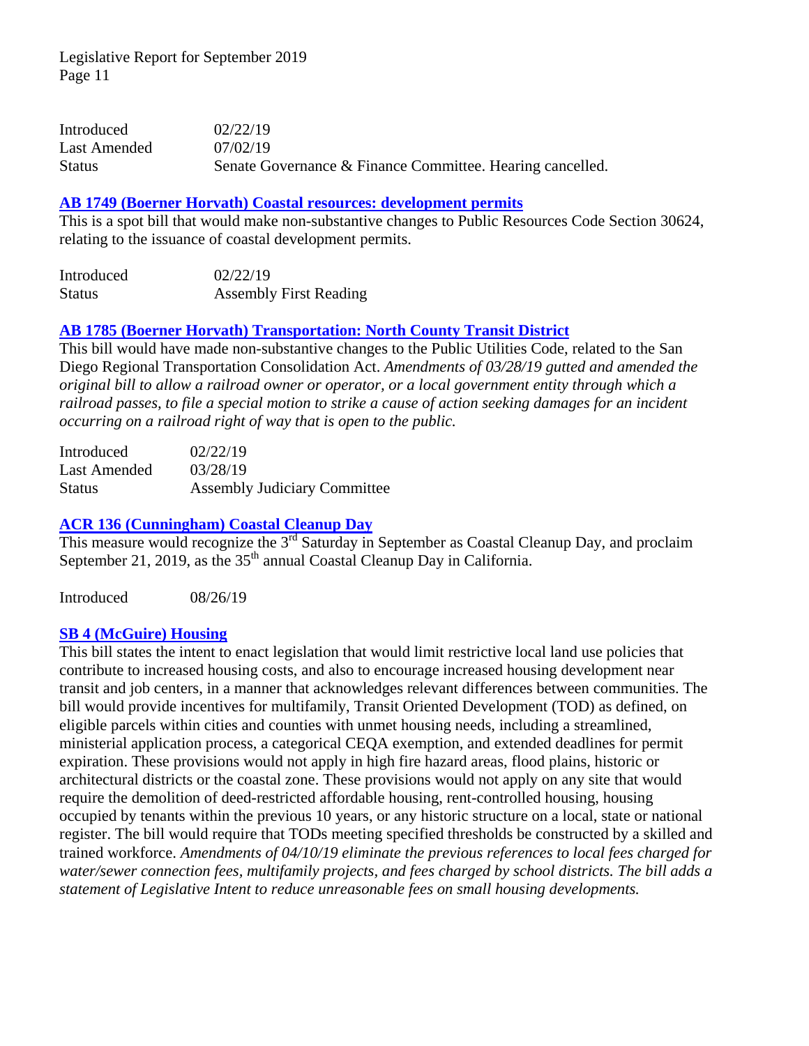| | |
|---|---|
| Introduced | 02/22/19 |
| Last Amended | 07/02/19 |
| Status | Senate Governance & Finance Committee. Hearing cancelled. |

**AB 1749 (Boerner Horvath) Coastal resources: development permits**

This is a spot bill that would make non-substantive changes to Public Resources Code Section 30624, relating to the issuance of coastal development permits.

| | |
|---|---|
| Introduced | 02/22/19 |
| Status | Assembly First Reading |

**AB 1785 (Boerner Horvath) Transportation: North County Transit District**

This bill would have made non-substantive changes to the Public Utilities Code, related to the San Diego Regional Transportation Consolidation Act. *Amendments of 03/28/19 gutted and amended the original bill to allow a railroad owner or operator, or a local government entity through which a railroad passes, to file a special motion to strike a cause of action seeking damages for an incident occurring on a railroad right of way that is open to the public.*

| | |
|---|---|
| Introduced | 02/22/19 |
| Last Amended | 03/28/19 |
| Status | Assembly Judiciary Committee |

**ACR 136 (Cunningham) Coastal Cleanup Day**

This measure would recognize the 3rd Saturday in September as Coastal Cleanup Day, and proclaim September 21, 2019, as the 35th annual Coastal Cleanup Day in California.

| | |
|---|---|
| Introduced | 08/26/19 |

**SB 4 (McGuire) Housing**

This bill states the intent to enact legislation that would limit restrictive local land use policies that contribute to increased housing costs, and also to encourage increased housing development near transit and job centers, in a manner that acknowledges relevant differences between communities. The bill would provide incentives for multifamily, Transit Oriented Development (TOD) as defined, on eligible parcels within cities and counties with unmet housing needs, including a streamlined, ministerial application process, a categorical CEQA exemption, and extended deadlines for permit expiration. These provisions would not apply in high fire hazard areas, flood plains, historic or architectural districts or the coastal zone. These provisions would not apply on any site that would require the demolition of deed-restricted affordable housing, rent-controlled housing, housing occupied by tenants within the previous 10 years, or any historic structure on a local, state or national register. The bill would require that TODs meeting specified thresholds be constructed by a skilled and trained workforce. *Amendments of 04/10/19 eliminate the previous references to local fees charged for water/sewer connection fees, multifamily projects, and fees charged by school districts. The bill adds a statement of Legislative Intent to reduce unreasonable fees on small housing developments.*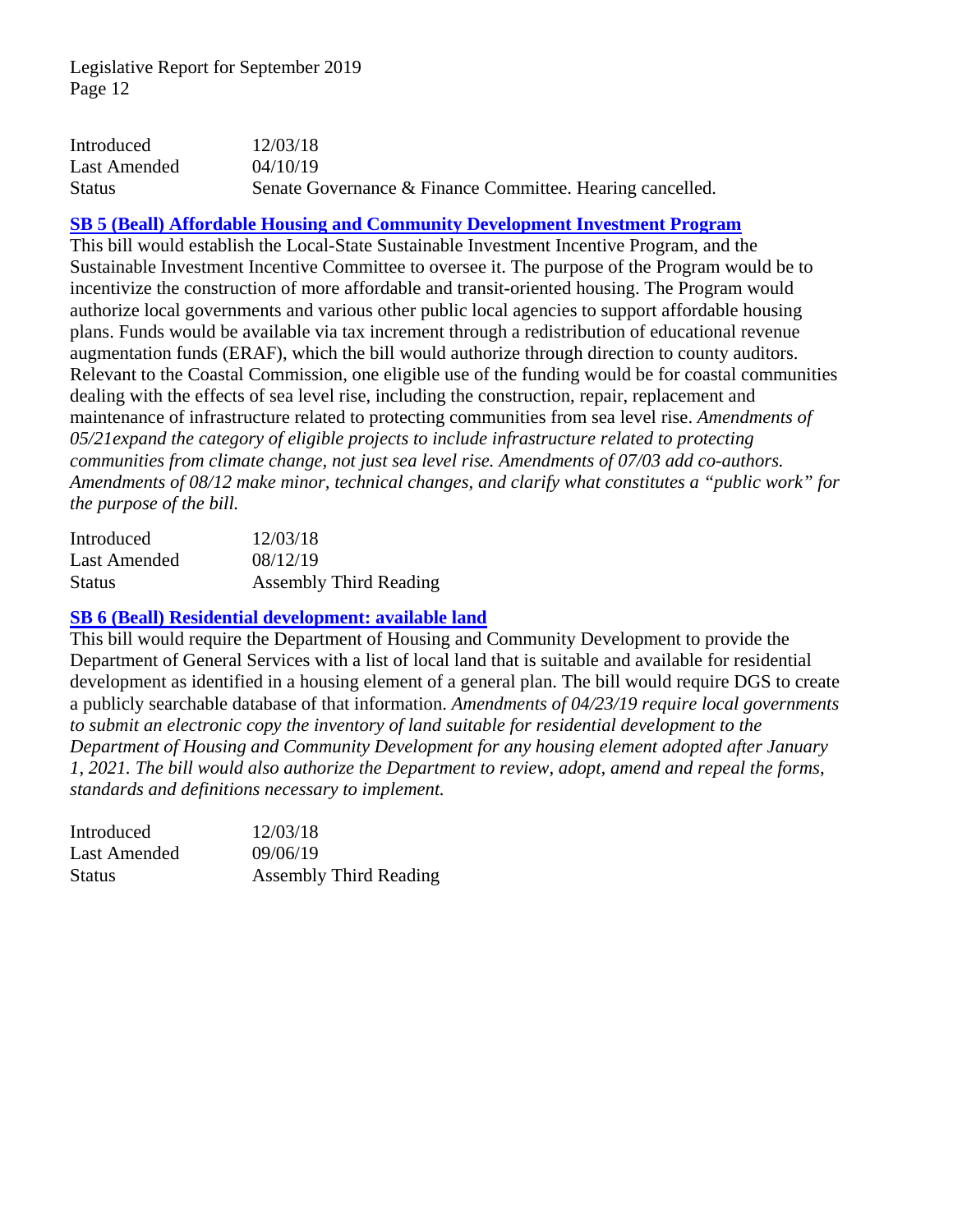| | |
|---|---|
| Introduced | 12/03/18 |
| Last Amended | 04/10/19 |
| Status | Senate Governance & Finance Committee. Hearing cancelled. |

**SB 5 (Beall) Affordable Housing and Community Development Investment Program**

This bill would establish the Local-State Sustainable Investment Incentive Program, and the Sustainable Investment Incentive Committee to oversee it. The purpose of the Program would be to incentivize the construction of more affordable and transit-oriented housing. The Program would authorize local governments and various other public local agencies to support affordable housing plans. Funds would be available via tax increment through a redistribution of educational revenue augmentation funds (ERAF), which the bill would authorize through direction to county auditors. Relevant to the Coastal Commission, one eligible use of the funding would be for coastal communities dealing with the effects of sea level rise, including the construction, repair, replacement and maintenance of infrastructure related to protecting communities from sea level rise. *Amendments of 05/21expand the category of eligible projects to include infrastructure related to protecting communities from climate change, not just sea level rise. Amendments of 07/03 add co-authors. Amendments of 08/12 make minor, technical changes, and clarify what constitutes a "public work" for the purpose of the bill.*

| | |
|---|---|
| Introduced | 12/03/18 |
| Last Amended | 08/12/19 |
| Status | Assembly Third Reading |

**SB 6 (Beall) Residential development: available land**

This bill would require the Department of Housing and Community Development to provide the Department of General Services with a list of local land that is suitable and available for residential development as identified in a housing element of a general plan. The bill would require DGS to create a publicly searchable database of that information. *Amendments of 04/23/19 require local governments to submit an electronic copy the inventory of land suitable for residential development to the Department of Housing and Community Development for any housing element adopted after January 1, 2021. The bill would also authorize the Department to review, adopt, amend and repeal the forms, standards and definitions necessary to implement.*

| | |
|---|---|
| Introduced | 12/03/18 |
| Last Amended | 09/06/19 |
| Status | Assembly Third Reading |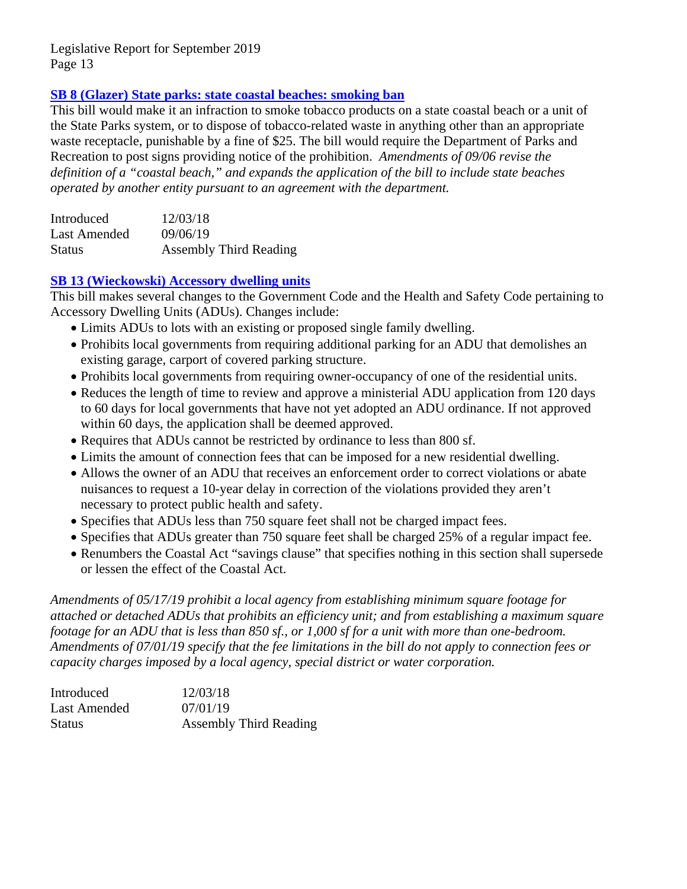### [SB 8 (Glazer) State parks: state coastal beaches: smoking ban]()

This bill would make it an infraction to smoke tobacco products on a state coastal beach or a unit of the State Parks system, or to dispose of tobacco-related waste in anything other than an appropriate waste receptacle, punishable by a fine of $25. The bill would require the Department of Parks and Recreation to post signs providing notice of the prohibition. *Amendments of 09/06 revise the definition of a "coastal beach," and expands the application of the bill to include state beaches operated by another entity pursuant to an agreement with the department.*

| | |
|---|---|
| Introduced | 12/03/18 |
| Last Amended | 09/06/19 |
| Status | Assembly Third Reading |

### [SB 13 (Wieckowski) Accessory dwelling units]()

This bill makes several changes to the Government Code and the Health and Safety Code pertaining to Accessory Dwelling Units (ADUs). Changes include:

- Limits ADUs to lots with an existing or proposed single family dwelling.
- Prohibits local governments from requiring additional parking for an ADU that demolishes an existing garage, carport of covered parking structure.
- Prohibits local governments from requiring owner-occupancy of one of the residential units.
- Reduces the length of time to review and approve a ministerial ADU application from 120 days to 60 days for local governments that have not yet adopted an ADU ordinance. If not approved within 60 days, the application shall be deemed approved.
- Requires that ADUs cannot be restricted by ordinance to less than 800 sf.
- Limits the amount of connection fees that can be imposed for a new residential dwelling.
- Allows the owner of an ADU that receives an enforcement order to correct violations or abate nuisances to request a 10-year delay in correction of the violations provided they aren't necessary to protect public health and safety.
- Specifies that ADUs less than 750 square feet shall not be charged impact fees.
- Specifies that ADUs greater than 750 square feet shall be charged 25% of a regular impact fee.
- Renumbers the Coastal Act "savings clause" that specifies nothing in this section shall supersede or lessen the effect of the Coastal Act.

*Amendments of 05/17/19 prohibit a local agency from establishing minimum square footage for attached or detached ADUs that prohibits an efficiency unit; and from establishing a maximum square footage for an ADU that is less than 850 sf., or 1,000 sf for a unit with more than one-bedroom. Amendments of 07/01/19 specify that the fee limitations in the bill do not apply to connection fees or capacity charges imposed by a local agency, special district or water corporation.*

| | |
|---|---|
| Introduced | 12/03/18 |
| Last Amended | 07/01/19 |
| Status | Assembly Third Reading |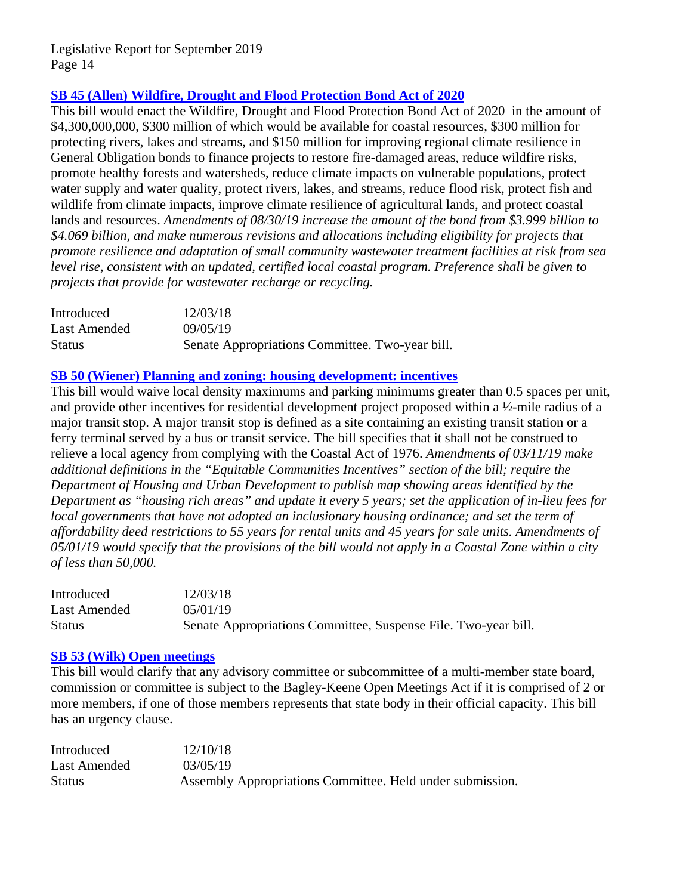### SB 45 (Allen) Wildfire, Drought and Flood Protection Bond Act of 2020

This bill would enact the Wildfire, Drought and Flood Protection Bond Act of 2020 in the amount of \$4,300,000,000, \$300 million of which would be available for coastal resources, \$300 million for protecting rivers, lakes and streams, and \$150 million for improving regional climate resilience in General Obligation bonds to finance projects to restore fire-damaged areas, reduce wildfire risks, promote healthy forests and watersheds, reduce climate impacts on vulnerable populations, protect water supply and water quality, protect rivers, lakes, and streams, reduce flood risk, protect fish and wildlife from climate impacts, improve climate resilience of agricultural lands, and protect coastal lands and resources. *Amendments of 08/30/19 increase the amount of the bond from \$3.999 billion to \$4.069 billion, and make numerous revisions and allocations including eligibility for projects that promote resilience and adaptation of small community wastewater treatment facilities at risk from sea level rise, consistent with an updated, certified local coastal program. Preference shall be given to projects that provide for wastewater recharge or recycling.*

| | |
|---|---|
| Introduced | 12/03/18 |
| Last Amended | 09/05/19 |
| Status | Senate Appropriations Committee. Two-year bill. |

### SB 50 (Wiener) Planning and zoning: housing development: incentives

This bill would waive local density maximums and parking minimums greater than 0.5 spaces per unit, and provide other incentives for residential development project proposed within a ½-mile radius of a major transit stop. A major transit stop is defined as a site containing an existing transit station or a ferry terminal served by a bus or transit service. The bill specifies that it shall not be construed to relieve a local agency from complying with the Coastal Act of 1976. *Amendments of 03/11/19 make additional definitions in the "Equitable Communities Incentives" section of the bill; require the Department of Housing and Urban Development to publish map showing areas identified by the Department as "housing rich areas" and update it every 5 years; set the application of in-lieu fees for local governments that have not adopted an inclusionary housing ordinance; and set the term of affordability deed restrictions to 55 years for rental units and 45 years for sale units. Amendments of 05/01/19 would specify that the provisions of the bill would not apply in a Coastal Zone within a city of less than 50,000.*

| | |
|---|---|
| Introduced | 12/03/18 |
| Last Amended | 05/01/19 |
| Status | Senate Appropriations Committee, Suspense File. Two-year bill. |

### SB 53 (Wilk) Open meetings

This bill would clarify that any advisory committee or subcommittee of a multi-member state board, commission or committee is subject to the Bagley-Keene Open Meetings Act if it is comprised of 2 or more members, if one of those members represents that state body in their official capacity. This bill has an urgency clause.

| | |
|---|---|
| Introduced | 12/10/18 |
| Last Amended | 03/05/19 |
| Status | Assembly Appropriations Committee. Held under submission. |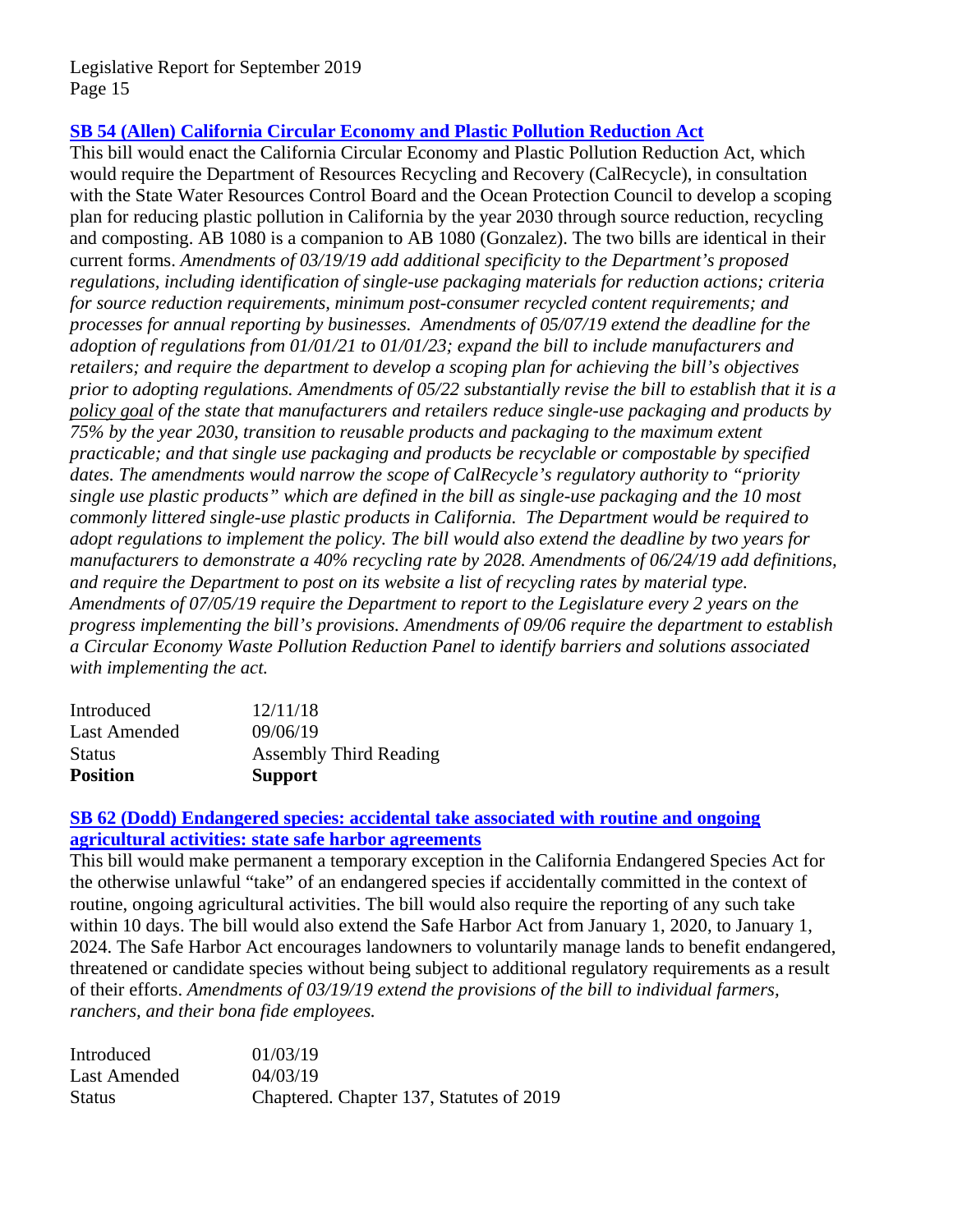### [SB 54 (Allen) California Circular Economy and Plastic Pollution Reduction Act]()

This bill would enact the California Circular Economy and Plastic Pollution Reduction Act, which would require the Department of Resources Recycling and Recovery (CalRecycle), in consultation with the State Water Resources Control Board and the Ocean Protection Council to develop a scoping plan for reducing plastic pollution in California by the year 2030 through source reduction, recycling and composting. AB 1080 is a companion to AB 1080 (Gonzalez). The two bills are identical in their current forms. *Amendments of 03/19/19 add additional specificity to the Department's proposed regulations, including identification of single-use packaging materials for reduction actions; criteria for source reduction requirements, minimum post-consumer recycled content requirements; and processes for annual reporting by businesses. Amendments of 05/07/19 extend the deadline for the adoption of regulations from 01/01/21 to 01/01/23; expand the bill to include manufacturers and retailers; and require the department to develop a scoping plan for achieving the bill's objectives prior to adopting regulations. Amendments of 05/22 substantially revise the bill to establish that it is a* ***policy goal*** *of the state that manufacturers and retailers reduce single-use packaging and products by 75% by the year 2030, transition to reusable products and packaging to the maximum extent practicable; and that single use packaging and products be recyclable or compostable by specified dates. The amendments would narrow the scope of CalRecycle's regulatory authority to "priority single use plastic products" which are defined in the bill as single-use packaging and the 10 most commonly littered single-use plastic products in California. The Department would be required to adopt regulations to implement the policy. The bill would also extend the deadline by two years for manufacturers to demonstrate a 40% recycling rate by 2028. Amendments of 06/24/19 add definitions, and require the Department to post on its website a list of recycling rates by material type. Amendments of 07/05/19 require the Department to report to the Legislature every 2 years on the progress implementing the bill's provisions. Amendments of 09/06 require the department to establish a Circular Economy Waste Pollution Reduction Panel to identify barriers and solutions associated with implementing the act.*

| | |
|---|---|
| Introduced | 12/11/18 |
| Last Amended | 09/06/19 |
| Status | Assembly Third Reading |
| **Position** | **Support** |

### [SB 62 (Dodd) Endangered species: accidental take associated with routine and ongoing agricultural activities: state safe harbor agreements]()

This bill would make permanent a temporary exception in the California Endangered Species Act for the otherwise unlawful "take" of an endangered species if accidentally committed in the context of routine, ongoing agricultural activities. The bill would also require the reporting of any such take within 10 days. The bill would also extend the Safe Harbor Act from January 1, 2020, to January 1, 2024. The Safe Harbor Act encourages landowners to voluntarily manage lands to benefit endangered, threatened or candidate species without being subject to additional regulatory requirements as a result of their efforts. *Amendments of 03/19/19 extend the provisions of the bill to individual farmers, ranchers, and their bona fide employees.*

| | |
|---|---|
| Introduced | 01/03/19 |
| Last Amended | 04/03/19 |
| Status | Chaptered. Chapter 137, Statutes of 2019 |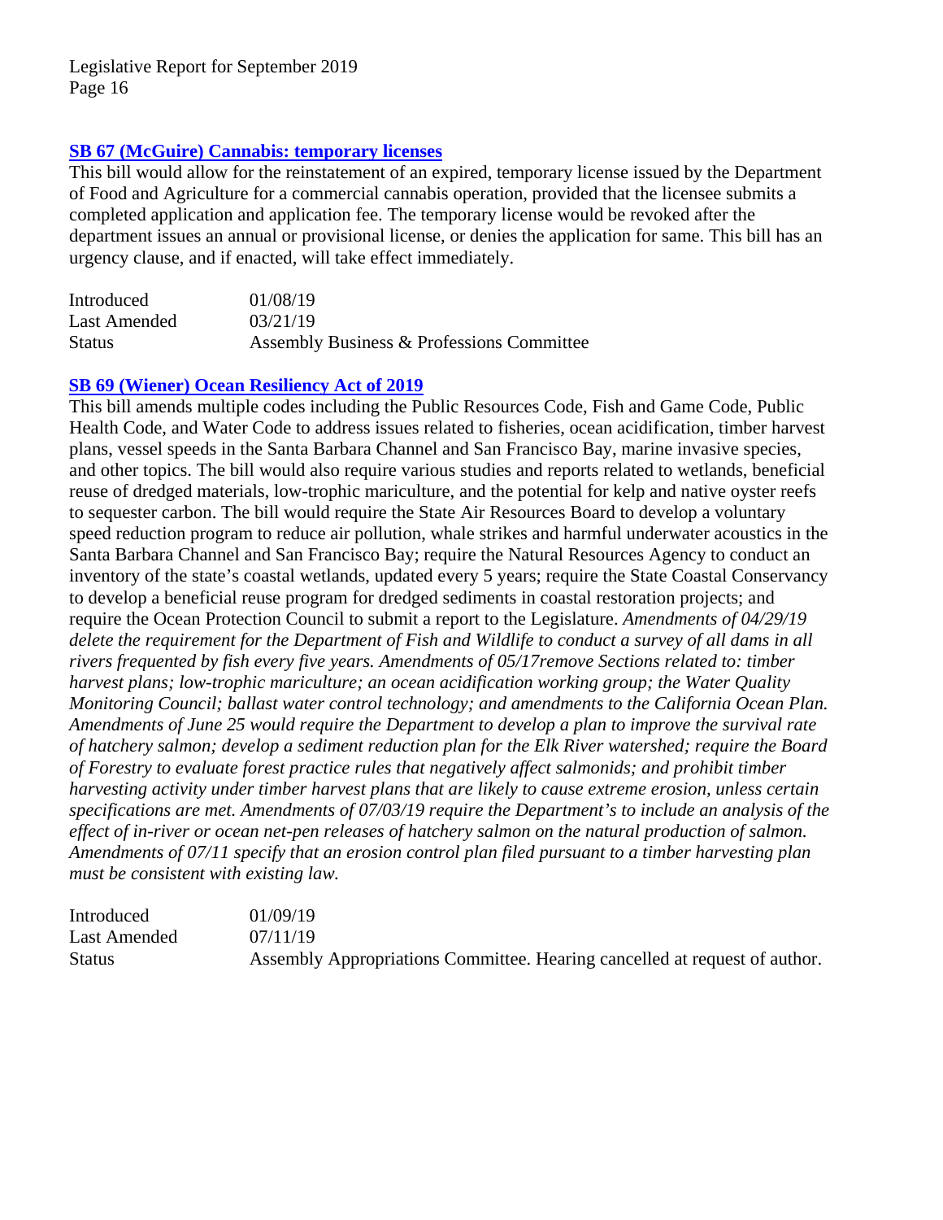### [SB 67 (McGuire) Cannabis: temporary licenses]

This bill would allow for the reinstatement of an expired, temporary license issued by the Department of Food and Agriculture for a commercial cannabis operation, provided that the licensee submits a completed application and application fee. The temporary license would be revoked after the department issues an annual or provisional license, or denies the application for same. This bill has an urgency clause, and if enacted, will take effect immediately.

| | |
|---|---|
| Introduced | 01/08/19 |
| Last Amended | 03/21/19 |
| Status | Assembly Business & Professions Committee |

### [SB 69 (Wiener) Ocean Resiliency Act of 2019]

This bill amends multiple codes including the Public Resources Code, Fish and Game Code, Public Health Code, and Water Code to address issues related to fisheries, ocean acidification, timber harvest plans, vessel speeds in the Santa Barbara Channel and San Francisco Bay, marine invasive species, and other topics. The bill would also require various studies and reports related to wetlands, beneficial reuse of dredged materials, low-trophic mariculture, and the potential for kelp and native oyster reefs to sequester carbon. The bill would require the State Air Resources Board to develop a voluntary speed reduction program to reduce air pollution, whale strikes and harmful underwater acoustics in the Santa Barbara Channel and San Francisco Bay; require the Natural Resources Agency to conduct an inventory of the state's coastal wetlands, updated every 5 years; require the State Coastal Conservancy to develop a beneficial reuse program for dredged sediments in coastal restoration projects; and require the Ocean Protection Council to submit a report to the Legislature. *Amendments of 04/29/19 delete the requirement for the Department of Fish and Wildlife to conduct a survey of all dams in all rivers frequented by fish every five years. Amendments of 05/17remove Sections related to: timber harvest plans; low-trophic mariculture; an ocean acidification working group; the Water Quality Monitoring Council; ballast water control technology; and amendments to the California Ocean Plan. Amendments of June 25 would require the Department to develop a plan to improve the survival rate of hatchery salmon; develop a sediment reduction plan for the Elk River watershed; require the Board of Forestry to evaluate forest practice rules that negatively affect salmonids; and prohibit timber harvesting activity under timber harvest plans that are likely to cause extreme erosion, unless certain specifications are met. Amendments of 07/03/19 require the Department's to include an analysis of the effect of in-river or ocean net-pen releases of hatchery salmon on the natural production of salmon. Amendments of 07/11 specify that an erosion control plan filed pursuant to a timber harvesting plan must be consistent with existing law.*

| | |
|---|---|
| Introduced | 01/09/19 |
| Last Amended | 07/11/19 |
| Status | Assembly Appropriations Committee. Hearing cancelled at request of author. |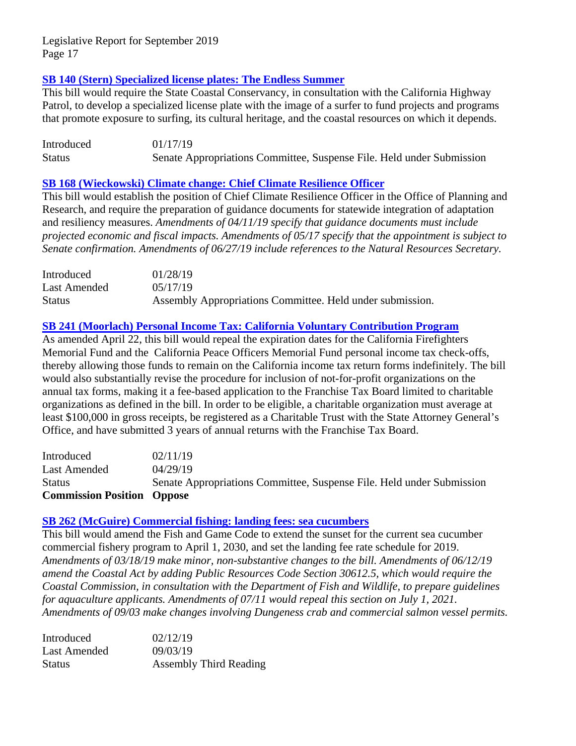### SB 140 (Stern) Specialized license plates: The Endless Summer

This bill would require the State Coastal Conservancy, in consultation with the California Highway Patrol, to develop a specialized license plate with the image of a surfer to fund projects and programs that promote exposure to surfing, its cultural heritage, and the coastal resources on which it depends.

| | |
|---|---|
| Introduced | 01/17/19 |
| Status | Senate Appropriations Committee, Suspense File. Held under Submission |

### SB 168 (Wieckowski) Climate change: Chief Climate Resilience Officer

This bill would establish the position of Chief Climate Resilience Officer in the Office of Planning and Research, and require the preparation of guidance documents for statewide integration of adaptation and resiliency measures. *Amendments of 04/11/19 specify that guidance documents must include projected economic and fiscal impacts. Amendments of 05/17 specify that the appointment is subject to Senate confirmation. Amendments of 06/27/19 include references to the Natural Resources Secretary.*

| | |
|---|---|
| Introduced | 01/28/19 |
| Last Amended | 05/17/19 |
| Status | Assembly Appropriations Committee. Held under submission. |

### SB 241 (Moorlach) Personal Income Tax: California Voluntary Contribution Program

As amended April 22, this bill would repeal the expiration dates for the California Firefighters Memorial Fund and the California Peace Officers Memorial Fund personal income tax check-offs, thereby allowing those funds to remain on the California income tax return forms indefinitely. The bill would also substantially revise the procedure for inclusion of not-for-profit organizations on the annual tax forms, making it a fee-based application to the Franchise Tax Board limited to charitable organizations as defined in the bill. In order to be eligible, a charitable organization must average at least $100,000 in gross receipts, be registered as a Charitable Trust with the State Attorney General's Office, and have submitted 3 years of annual returns with the Franchise Tax Board.

| | |
|---|---|
| Introduced | 02/11/19 |
| Last Amended | 04/29/19 |
| Status | Senate Appropriations Committee, Suspense File. Held under Submission |
| **Commission Position** | **Oppose** |

### SB 262 (McGuire) Commercial fishing: landing fees: sea cucumbers

This bill would amend the Fish and Game Code to extend the sunset for the current sea cucumber commercial fishery program to April 1, 2030, and set the landing fee rate schedule for 2019. *Amendments of 03/18/19 make minor, non-substantive changes to the bill. Amendments of 06/12/19 amend the Coastal Act by adding Public Resources Code Section 30612.5, which would require the Coastal Commission, in consultation with the Department of Fish and Wildlife, to prepare guidelines for aquaculture applicants. Amendments of 07/11 would repeal this section on July 1, 2021. Amendments of 09/03 make changes involving Dungeness crab and commercial salmon vessel permits.*

| | |
|---|---|
| Introduced | 02/12/19 |
| Last Amended | 09/03/19 |
| Status | Assembly Third Reading |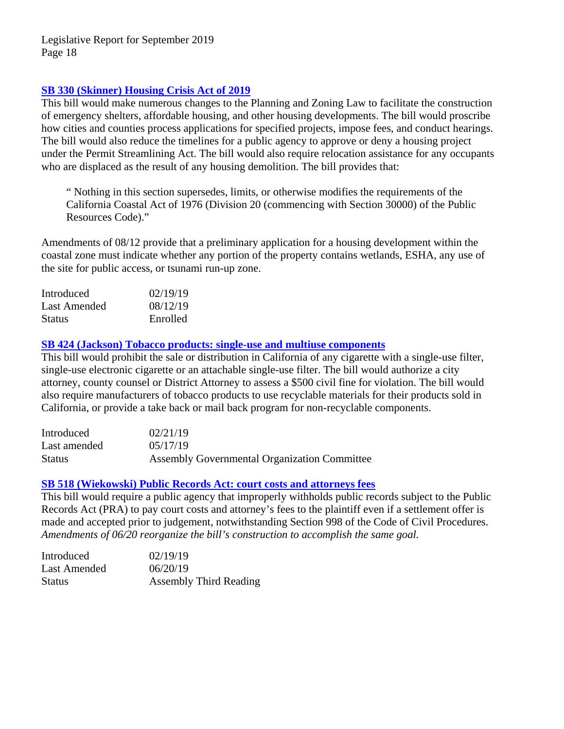### [SB 330 (Skinner) Housing Crisis Act of 2019]

This bill would make numerous changes to the Planning and Zoning Law to facilitate the construction of emergency shelters, affordable housing, and other housing developments. The bill would proscribe how cities and counties process applications for specified projects, impose fees, and conduct hearings. The bill would also reduce the timelines for a public agency to approve or deny a housing project under the Permit Streamlining Act. The bill would also require relocation assistance for any occupants who are displaced as the result of any housing demolition. The bill provides that:

> " Nothing in this section supersedes, limits, or otherwise modifies the requirements of the California Coastal Act of 1976 (Division 20 (commencing with Section 30000) of the Public Resources Code)."

Amendments of 08/12 provide that a preliminary application for a housing development within the coastal zone must indicate whether any portion of the property contains wetlands, ESHA, any use of the site for public access, or tsunami run-up zone.

| | |
|---|---|
| Introduced | 02/19/19 |
| Last Amended | 08/12/19 |
| Status | Enrolled |

### [SB 424 (Jackson) Tobacco products: single-use and multiuse components]

This bill would prohibit the sale or distribution in California of any cigarette with a single-use filter, single-use electronic cigarette or an attachable single-use filter. The bill would authorize a city attorney, county counsel or District Attorney to assess a $500 civil fine for violation. The bill would also require manufacturers of tobacco products to use recyclable materials for their products sold in California, or provide a take back or mail back program for non-recyclable components.

| | |
|---|---|
| Introduced | 02/21/19 |
| Last amended | 05/17/19 |
| Status | Assembly Governmental Organization Committee |

### [SB 518 (Wiekowski) Public Records Act: court costs and attorneys fees]

This bill would require a public agency that improperly withholds public records subject to the Public Records Act (PRA) to pay court costs and attorney's fees to the plaintiff even if a settlement offer is made and accepted prior to judgement, notwithstanding Section 998 of the Code of Civil Procedures. *Amendments of 06/20 reorganize the bill's construction to accomplish the same goal.*

| | |
|---|---|
| Introduced | 02/19/19 |
| Last Amended | 06/20/19 |
| Status | Assembly Third Reading |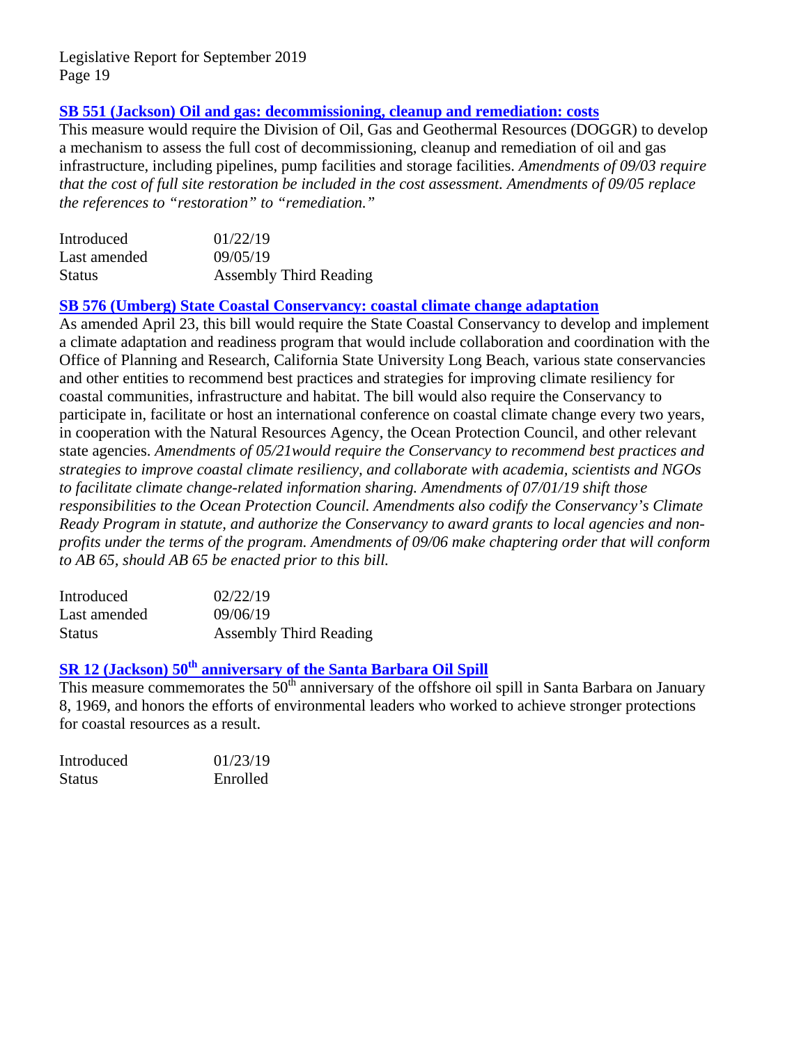### SB 551 (Jackson) Oil and gas: decommissioning, cleanup and remediation: costs

This measure would require the Division of Oil, Gas and Geothermal Resources (DOGGR) to develop a mechanism to assess the full cost of decommissioning, cleanup and remediation of oil and gas infrastructure, including pipelines, pump facilities and storage facilities. *Amendments of 09/03 require that the cost of full site restoration be included in the cost assessment. Amendments of 09/05 replace the references to "restoration" to "remediation."*

| | |
|---|---|
| Introduced | 01/22/19 |
| Last amended | 09/05/19 |
| Status | Assembly Third Reading |

### SB 576 (Umberg) State Coastal Conservancy: coastal climate change adaptation

As amended April 23, this bill would require the State Coastal Conservancy to develop and implement a climate adaptation and readiness program that would include collaboration and coordination with the Office of Planning and Research, California State University Long Beach, various state conservancies and other entities to recommend best practices and strategies for improving climate resiliency for coastal communities, infrastructure and habitat. The bill would also require the Conservancy to participate in, facilitate or host an international conference on coastal climate change every two years, in cooperation with the Natural Resources Agency, the Ocean Protection Council, and other relevant state agencies. *Amendments of 05/21would require the Conservancy to recommend best practices and strategies to improve coastal climate resiliency, and collaborate with academia, scientists and NGOs to facilitate climate change-related information sharing. Amendments of 07/01/19 shift those responsibilities to the Ocean Protection Council. Amendments also codify the Conservancy's Climate Ready Program in statute, and authorize the Conservancy to award grants to local agencies and non-profits under the terms of the program. Amendments of 09/06 make chaptering order that will conform to AB 65, should AB 65 be enacted prior to this bill.*

| | |
|---|---|
| Introduced | 02/22/19 |
| Last amended | 09/06/19 |
| Status | Assembly Third Reading |

### SR 12 (Jackson) 50th anniversary of the Santa Barbara Oil Spill

This measure commemorates the 50th anniversary of the offshore oil spill in Santa Barbara on January 8, 1969, and honors the efforts of environmental leaders who worked to achieve stronger protections for coastal resources as a result.

| | |
|---|---|
| Introduced | 01/23/19 |
| Status | Enrolled |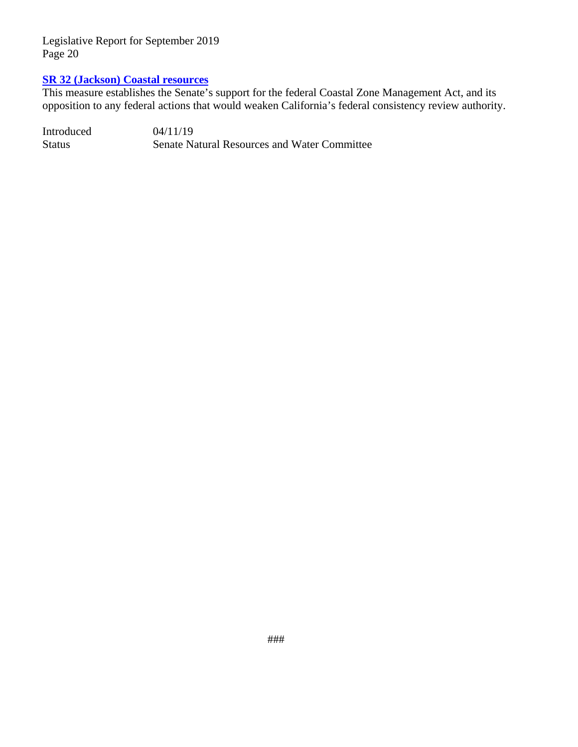**SR 32 (Jackson) Coastal resources**

This measure establishes the Senate's support for the federal Coastal Zone Management Act, and its opposition to any federal actions that would weaken California's federal consistency review authority.

| | |
|---|---|
| Introduced | 04/11/19 |
| Status | Senate Natural Resources and Water Committee |

###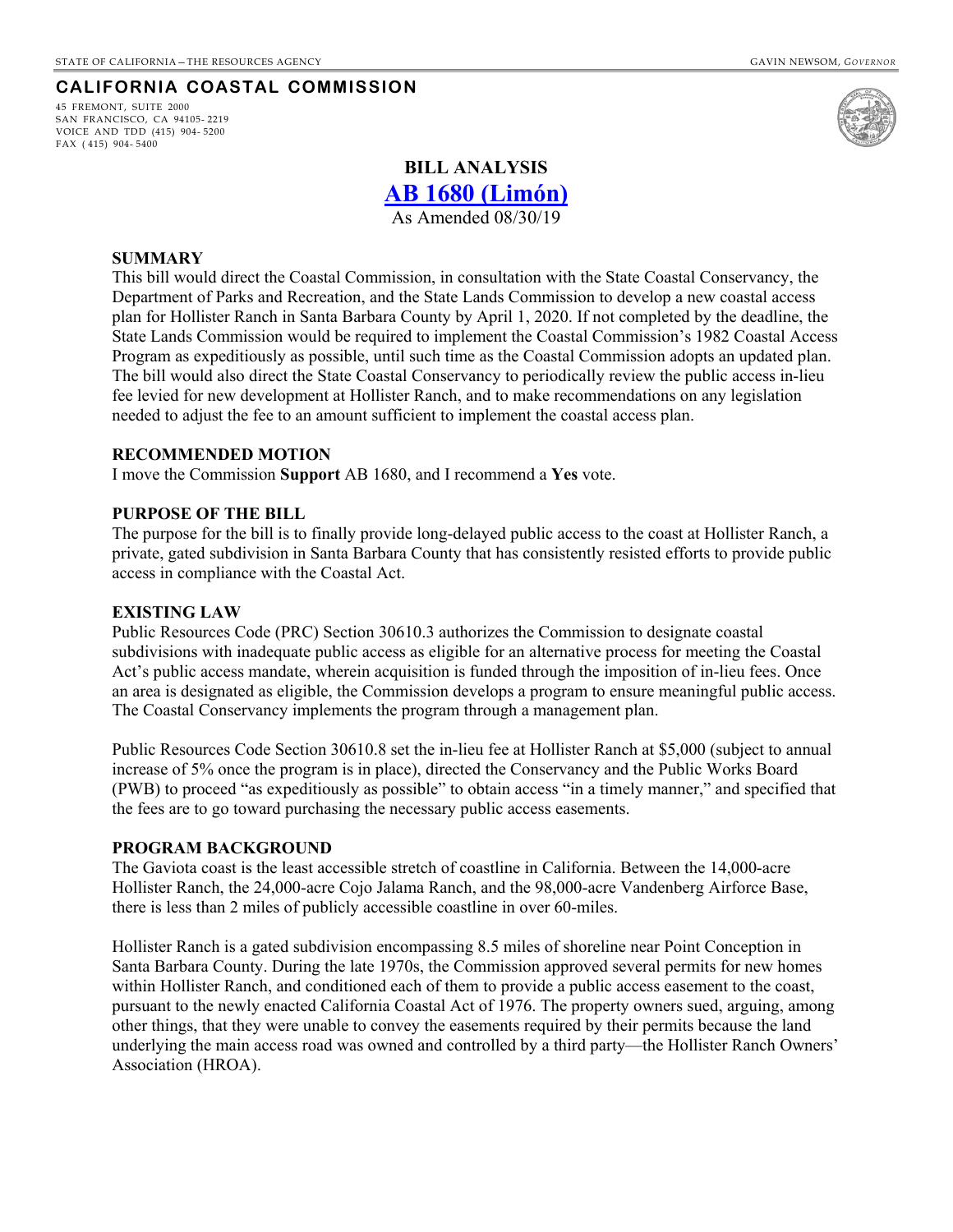STATE OF CALIFORNIA – THE RESOURCES AGENCY GAVIN NEWSOM, *GOVERNOR*

## CALIFORNIA COASTAL COMMISSION

45 FREMONT, SUITE 2000
SAN FRANCISCO, CA 94105-2219
VOICE AND TDD (415) 904-5200
FAX (415) 904-5400

# BILL ANALYSIS

## AB 1680 (Limón)

As Amended 08/30/19

### SUMMARY

This bill would direct the Coastal Commission, in consultation with the State Coastal Conservancy, the Department of Parks and Recreation, and the State Lands Commission to develop a new coastal access plan for Hollister Ranch in Santa Barbara County by April 1, 2020. If not completed by the deadline, the State Lands Commission would be required to implement the Coastal Commission's 1982 Coastal Access Program as expeditiously as possible, until such time as the Coastal Commission adopts an updated plan. The bill would also direct the State Coastal Conservancy to periodically review the public access in-lieu fee levied for new development at Hollister Ranch, and to make recommendations on any legislation needed to adjust the fee to an amount sufficient to implement the coastal access plan.

### RECOMMENDED MOTION

I move the Commission **Support** AB 1680, and I recommend a **Yes** vote.

### PURPOSE OF THE BILL

The purpose for the bill is to finally provide long-delayed public access to the coast at Hollister Ranch, a private, gated subdivision in Santa Barbara County that has consistently resisted efforts to provide public access in compliance with the Coastal Act.

### EXISTING LAW

Public Resources Code (PRC) Section 30610.3 authorizes the Commission to designate coastal subdivisions with inadequate public access as eligible for an alternative process for meeting the Coastal Act's public access mandate, wherein acquisition is funded through the imposition of in-lieu fees. Once an area is designated as eligible, the Commission develops a program to ensure meaningful public access. The Coastal Conservancy implements the program through a management plan.

Public Resources Code Section 30610.8 set the in-lieu fee at Hollister Ranch at $5,000 (subject to annual increase of 5% once the program is in place), directed the Conservancy and the Public Works Board (PWB) to proceed "as expeditiously as possible" to obtain access "in a timely manner," and specified that the fees are to go toward purchasing the necessary public access easements.

### PROGRAM BACKGROUND

The Gaviota coast is the least accessible stretch of coastline in California. Between the 14,000-acre Hollister Ranch, the 24,000-acre Cojo Jalama Ranch, and the 98,000-acre Vandenberg Airforce Base, there is less than 2 miles of publicly accessible coastline in over 60-miles.

Hollister Ranch is a gated subdivision encompassing 8.5 miles of shoreline near Point Conception in Santa Barbara County. During the late 1970s, the Commission approved several permits for new homes within Hollister Ranch, and conditioned each of them to provide a public access easement to the coast, pursuant to the newly enacted California Coastal Act of 1976. The property owners sued, arguing, among other things, that they were unable to convey the easements required by their permits because the land underlying the main access road was owned and controlled by a third party—the Hollister Ranch Owners' Association (HROA).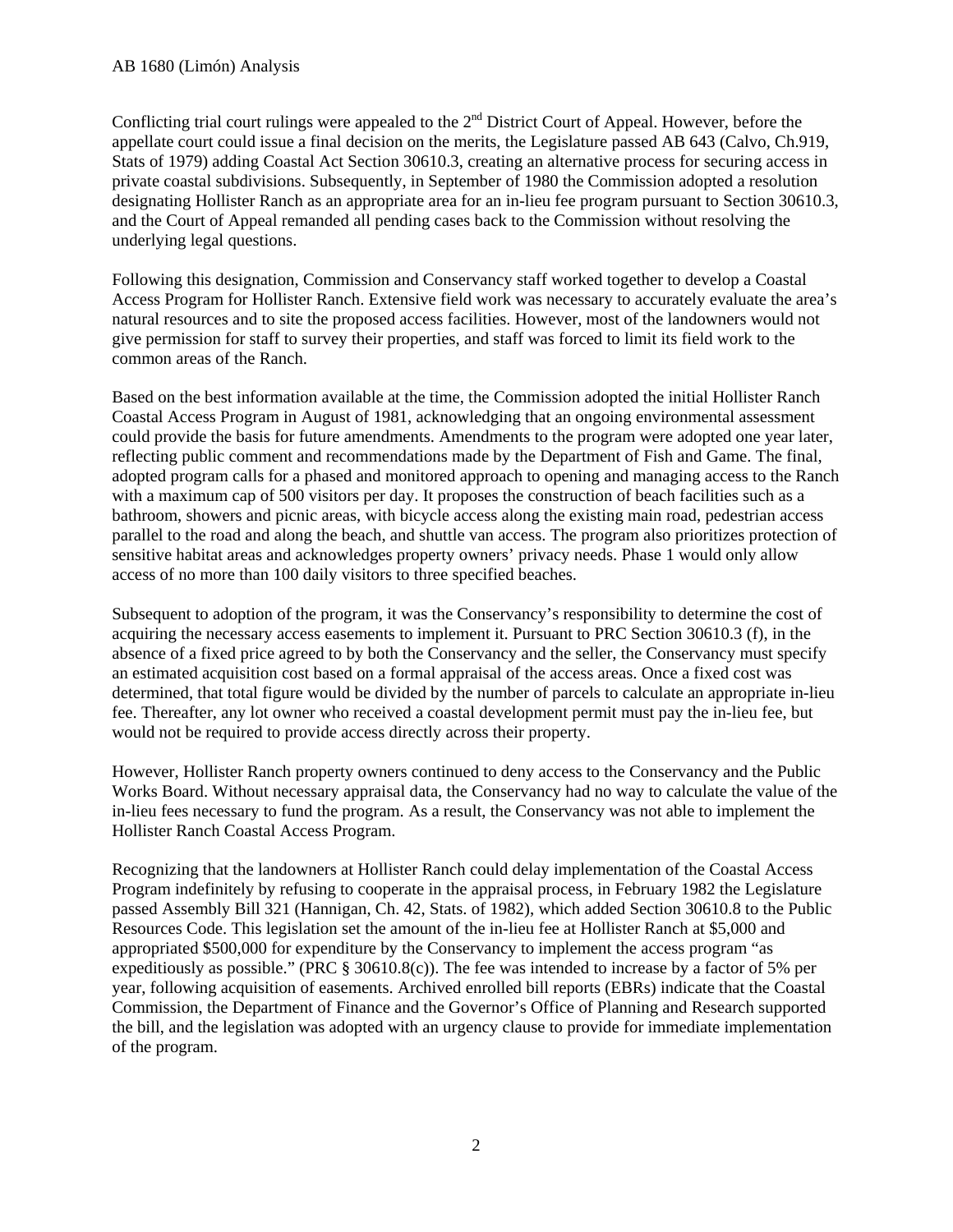Conflicting trial court rulings were appealed to the 2nd District Court of Appeal. However, before the appellate court could issue a final decision on the merits, the Legislature passed AB 643 (Calvo, Ch.919, Stats of 1979) adding Coastal Act Section 30610.3, creating an alternative process for securing access in private coastal subdivisions. Subsequently, in September of 1980 the Commission adopted a resolution designating Hollister Ranch as an appropriate area for an in-lieu fee program pursuant to Section 30610.3, and the Court of Appeal remanded all pending cases back to the Commission without resolving the underlying legal questions.

Following this designation, Commission and Conservancy staff worked together to develop a Coastal Access Program for Hollister Ranch. Extensive field work was necessary to accurately evaluate the area's natural resources and to site the proposed access facilities. However, most of the landowners would not give permission for staff to survey their properties, and staff was forced to limit its field work to the common areas of the Ranch.

Based on the best information available at the time, the Commission adopted the initial Hollister Ranch Coastal Access Program in August of 1981, acknowledging that an ongoing environmental assessment could provide the basis for future amendments. Amendments to the program were adopted one year later, reflecting public comment and recommendations made by the Department of Fish and Game. The final, adopted program calls for a phased and monitored approach to opening and managing access to the Ranch with a maximum cap of 500 visitors per day. It proposes the construction of beach facilities such as a bathroom, showers and picnic areas, with bicycle access along the existing main road, pedestrian access parallel to the road and along the beach, and shuttle van access. The program also prioritizes protection of sensitive habitat areas and acknowledges property owners' privacy needs. Phase 1 would only allow access of no more than 100 daily visitors to three specified beaches.

Subsequent to adoption of the program, it was the Conservancy's responsibility to determine the cost of acquiring the necessary access easements to implement it. Pursuant to PRC Section 30610.3 (f), in the absence of a fixed price agreed to by both the Conservancy and the seller, the Conservancy must specify an estimated acquisition cost based on a formal appraisal of the access areas. Once a fixed cost was determined, that total figure would be divided by the number of parcels to calculate an appropriate in-lieu fee. Thereafter, any lot owner who received a coastal development permit must pay the in-lieu fee, but would not be required to provide access directly across their property.

However, Hollister Ranch property owners continued to deny access to the Conservancy and the Public Works Board. Without necessary appraisal data, the Conservancy had no way to calculate the value of the in-lieu fees necessary to fund the program. As a result, the Conservancy was not able to implement the Hollister Ranch Coastal Access Program.

Recognizing that the landowners at Hollister Ranch could delay implementation of the Coastal Access Program indefinitely by refusing to cooperate in the appraisal process, in February 1982 the Legislature passed Assembly Bill 321 (Hannigan, Ch. 42, Stats. of 1982), which added Section 30610.8 to the Public Resources Code. This legislation set the amount of the in-lieu fee at Hollister Ranch at $5,000 and appropriated $500,000 for expenditure by the Conservancy to implement the access program "as expeditiously as possible." (PRC § 30610.8(c)). The fee was intended to increase by a factor of 5% per year, following acquisition of easements. Archived enrolled bill reports (EBRs) indicate that the Coastal Commission, the Department of Finance and the Governor's Office of Planning and Research supported the bill, and the legislation was adopted with an urgency clause to provide for immediate implementation of the program.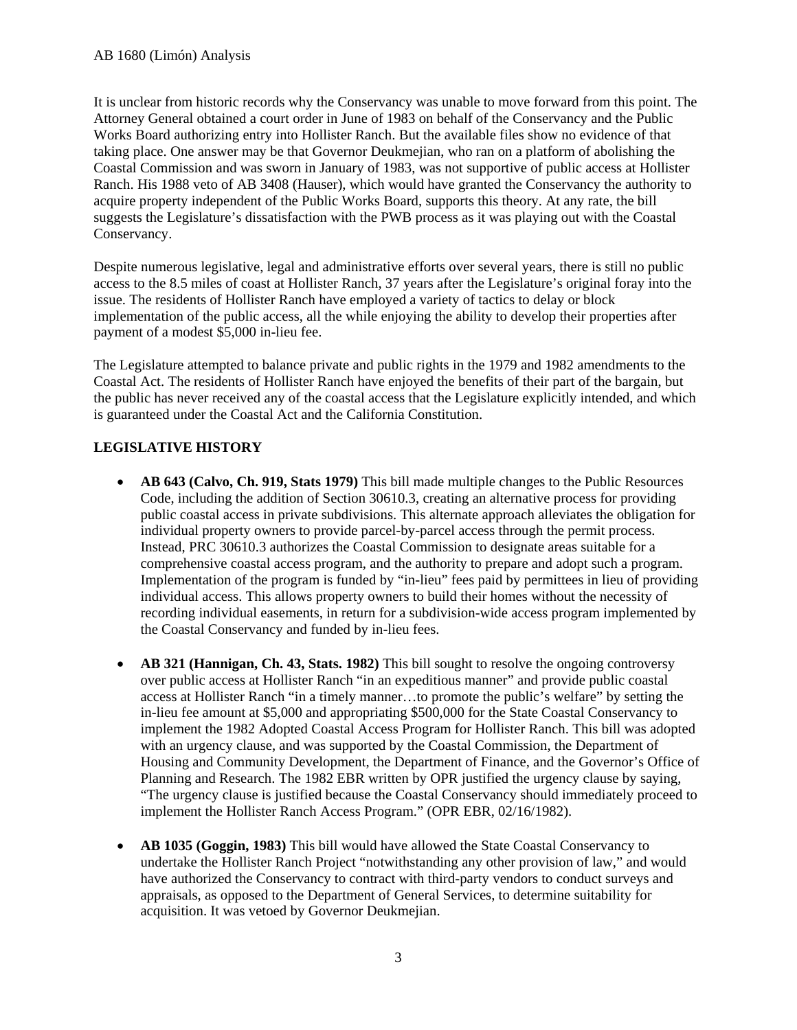It is unclear from historic records why the Conservancy was unable to move forward from this point. The Attorney General obtained a court order in June of 1983 on behalf of the Conservancy and the Public Works Board authorizing entry into Hollister Ranch. But the available files show no evidence of that taking place. One answer may be that Governor Deukmejian, who ran on a platform of abolishing the Coastal Commission and was sworn in January of 1983, was not supportive of public access at Hollister Ranch. His 1988 veto of AB 3408 (Hauser), which would have granted the Conservancy the authority to acquire property independent of the Public Works Board, supports this theory. At any rate, the bill suggests the Legislature's dissatisfaction with the PWB process as it was playing out with the Coastal Conservancy.

Despite numerous legislative, legal and administrative efforts over several years, there is still no public access to the 8.5 miles of coast at Hollister Ranch, 37 years after the Legislature's original foray into the issue. The residents of Hollister Ranch have employed a variety of tactics to delay or block implementation of the public access, all the while enjoying the ability to develop their properties after payment of a modest $5,000 in-lieu fee.

The Legislature attempted to balance private and public rights in the 1979 and 1982 amendments to the Coastal Act. The residents of Hollister Ranch have enjoyed the benefits of their part of the bargain, but the public has never received any of the coastal access that the Legislature explicitly intended, and which is guaranteed under the Coastal Act and the California Constitution.

**LEGISLATIVE HISTORY**

- **AB 643 (Calvo, Ch. 919, Stats 1979)** This bill made multiple changes to the Public Resources Code, including the addition of Section 30610.3, creating an alternative process for providing public coastal access in private subdivisions. This alternate approach alleviates the obligation for individual property owners to provide parcel-by-parcel access through the permit process. Instead, PRC 30610.3 authorizes the Coastal Commission to designate areas suitable for a comprehensive coastal access program, and the authority to prepare and adopt such a program. Implementation of the program is funded by "in-lieu" fees paid by permittees in lieu of providing individual access. This allows property owners to build their homes without the necessity of recording individual easements, in return for a subdivision-wide access program implemented by the Coastal Conservancy and funded by in-lieu fees.

- **AB 321 (Hannigan, Ch. 43, Stats. 1982)** This bill sought to resolve the ongoing controversy over public access at Hollister Ranch "in an expeditious manner" and provide public coastal access at Hollister Ranch "in a timely manner…to promote the public's welfare" by setting the in-lieu fee amount at $5,000 and appropriating $500,000 for the State Coastal Conservancy to implement the 1982 Adopted Coastal Access Program for Hollister Ranch. This bill was adopted with an urgency clause, and was supported by the Coastal Commission, the Department of Housing and Community Development, the Department of Finance, and the Governor's Office of Planning and Research. The 1982 EBR written by OPR justified the urgency clause by saying, "The urgency clause is justified because the Coastal Conservancy should immediately proceed to implement the Hollister Ranch Access Program." (OPR EBR, 02/16/1982).

- **AB 1035 (Goggin, 1983)** This bill would have allowed the State Coastal Conservancy to undertake the Hollister Ranch Project "notwithstanding any other provision of law," and would have authorized the Conservancy to contract with third-party vendors to conduct surveys and appraisals, as opposed to the Department of General Services, to determine suitability for acquisition. It was vetoed by Governor Deukmejian.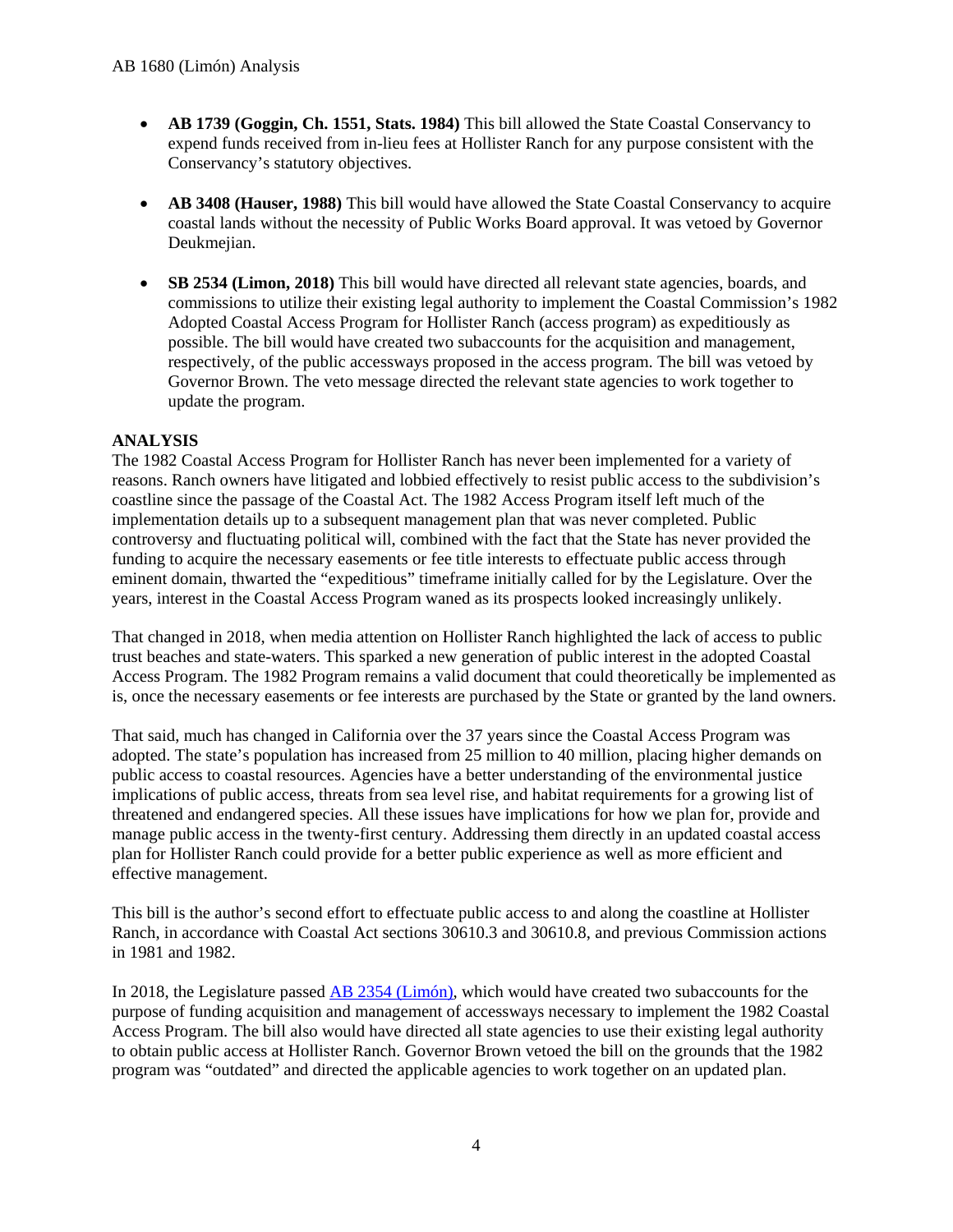- **AB 1739 (Goggin, Ch. 1551, Stats. 1984)** This bill allowed the State Coastal Conservancy to expend funds received from in-lieu fees at Hollister Ranch for any purpose consistent with the Conservancy's statutory objectives.

- **AB 3408 (Hauser, 1988)** This bill would have allowed the State Coastal Conservancy to acquire coastal lands without the necessity of Public Works Board approval. It was vetoed by Governor Deukmejian.

- **SB 2534 (Limon, 2018)** This bill would have directed all relevant state agencies, boards, and commissions to utilize their existing legal authority to implement the Coastal Commission's 1982 Adopted Coastal Access Program for Hollister Ranch (access program) as expeditiously as possible. The bill would have created two subaccounts for the acquisition and management, respectively, of the public accessways proposed in the access program. The bill was vetoed by Governor Brown. The veto message directed the relevant state agencies to work together to update the program.

**ANALYSIS**

The 1982 Coastal Access Program for Hollister Ranch has never been implemented for a variety of reasons. Ranch owners have litigated and lobbied effectively to resist public access to the subdivision's coastline since the passage of the Coastal Act. The 1982 Access Program itself left much of the implementation details up to a subsequent management plan that was never completed. Public controversy and fluctuating political will, combined with the fact that the State has never provided the funding to acquire the necessary easements or fee title interests to effectuate public access through eminent domain, thwarted the "expeditious" timeframe initially called for by the Legislature. Over the years, interest in the Coastal Access Program waned as its prospects looked increasingly unlikely.

That changed in 2018, when media attention on Hollister Ranch highlighted the lack of access to public trust beaches and state-waters. This sparked a new generation of public interest in the adopted Coastal Access Program. The 1982 Program remains a valid document that could theoretically be implemented as is, once the necessary easements or fee interests are purchased by the State or granted by the land owners.

That said, much has changed in California over the 37 years since the Coastal Access Program was adopted. The state's population has increased from 25 million to 40 million, placing higher demands on public access to coastal resources. Agencies have a better understanding of the environmental justice implications of public access, threats from sea level rise, and habitat requirements for a growing list of threatened and endangered species. All these issues have implications for how we plan for, provide and manage public access in the twenty-first century. Addressing them directly in an updated coastal access plan for Hollister Ranch could provide for a better public experience as well as more efficient and effective management.

This bill is the author's second effort to effectuate public access to and along the coastline at Hollister Ranch, in accordance with Coastal Act sections 30610.3 and 30610.8, and previous Commission actions in 1981 and 1982.

In 2018, the Legislature passed AB 2354 (Limón), which would have created two subaccounts for the purpose of funding acquisition and management of accessways necessary to implement the 1982 Coastal Access Program. The bill also would have directed all state agencies to use their existing legal authority to obtain public access at Hollister Ranch. Governor Brown vetoed the bill on the grounds that the 1982 program was "outdated" and directed the applicable agencies to work together on an updated plan.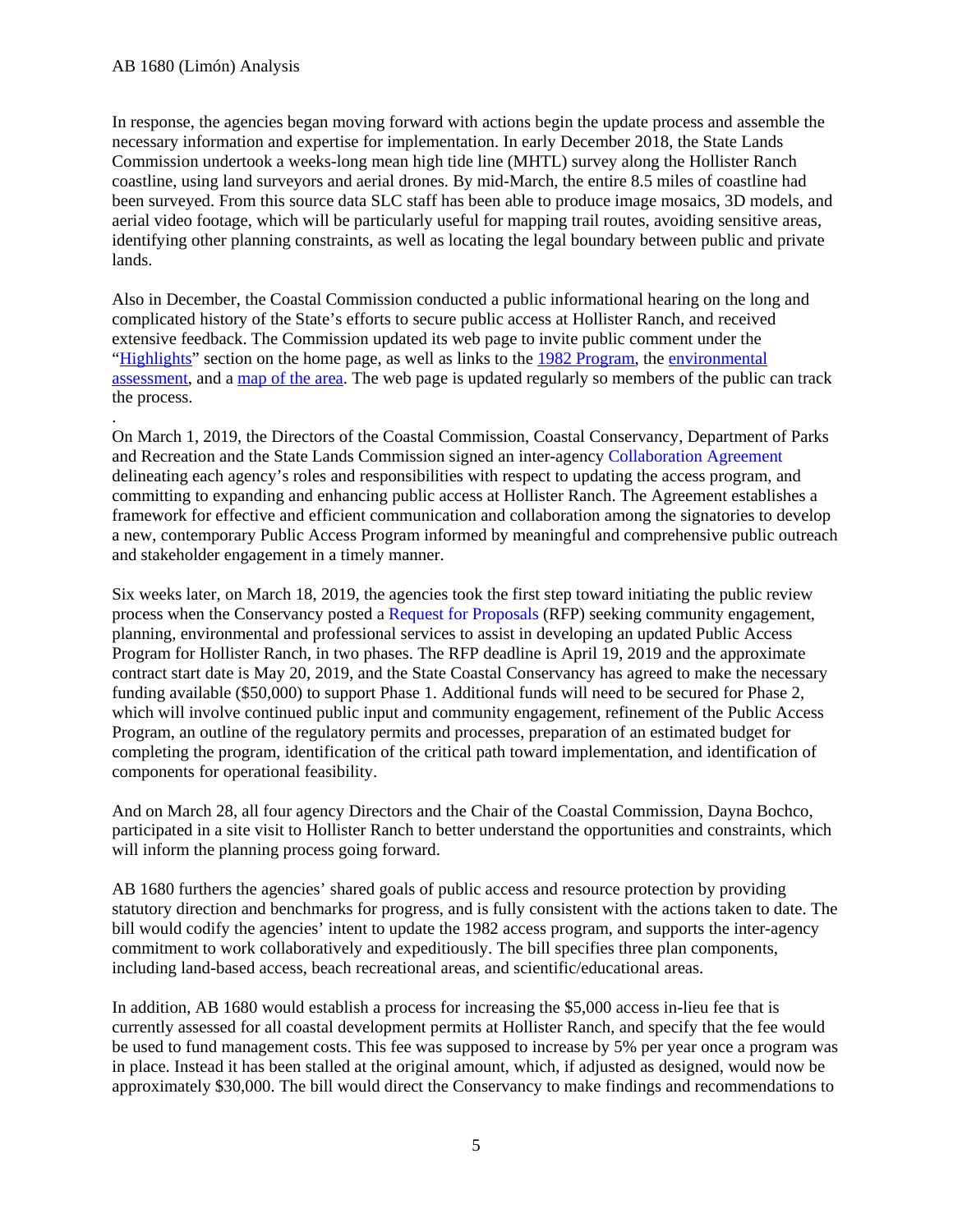In response, the agencies began moving forward with actions begin the update process and assemble the necessary information and expertise for implementation. In early December 2018, the State Lands Commission undertook a weeks-long mean high tide line (MHTL) survey along the Hollister Ranch coastline, using land surveyors and aerial drones. By mid-March, the entire 8.5 miles of coastline had been surveyed. From this source data SLC staff has been able to produce image mosaics, 3D models, and aerial video footage, which will be particularly useful for mapping trail routes, avoiding sensitive areas, identifying other planning constraints, as well as locating the legal boundary between public and private lands.

Also in December, the Coastal Commission conducted a public informational hearing on the long and complicated history of the State's efforts to secure public access at Hollister Ranch, and received extensive feedback. The Commission updated its web page to invite public comment under the "Highlights" section on the home page, as well as links to the 1982 Program, the environmental assessment, and a map of the area. The web page is updated regularly so members of the public can track the process.

.
On March 1, 2019, the Directors of the Coastal Commission, Coastal Conservancy, Department of Parks and Recreation and the State Lands Commission signed an inter-agency Collaboration Agreement delineating each agency's roles and responsibilities with respect to updating the access program, and committing to expanding and enhancing public access at Hollister Ranch. The Agreement establishes a framework for effective and efficient communication and collaboration among the signatories to develop a new, contemporary Public Access Program informed by meaningful and comprehensive public outreach and stakeholder engagement in a timely manner.

Six weeks later, on March 18, 2019, the agencies took the first step toward initiating the public review process when the Conservancy posted a Request for Proposals (RFP) seeking community engagement, planning, environmental and professional services to assist in developing an updated Public Access Program for Hollister Ranch, in two phases. The RFP deadline is April 19, 2019 and the approximate contract start date is May 20, 2019, and the State Coastal Conservancy has agreed to make the necessary funding available ($50,000) to support Phase 1. Additional funds will need to be secured for Phase 2, which will involve continued public input and community engagement, refinement of the Public Access Program, an outline of the regulatory permits and processes, preparation of an estimated budget for completing the program, identification of the critical path toward implementation, and identification of components for operational feasibility.

And on March 28, all four agency Directors and the Chair of the Coastal Commission, Dayna Bochco, participated in a site visit to Hollister Ranch to better understand the opportunities and constraints, which will inform the planning process going forward.

AB 1680 furthers the agencies' shared goals of public access and resource protection by providing statutory direction and benchmarks for progress, and is fully consistent with the actions taken to date. The bill would codify the agencies' intent to update the 1982 access program, and supports the inter-agency commitment to work collaboratively and expeditiously. The bill specifies three plan components, including land-based access, beach recreational areas, and scientific/educational areas.

In addition, AB 1680 would establish a process for increasing the $5,000 access in-lieu fee that is currently assessed for all coastal development permits at Hollister Ranch, and specify that the fee would be used to fund management costs. This fee was supposed to increase by 5% per year once a program was in place. Instead it has been stalled at the original amount, which, if adjusted as designed, would now be approximately $30,000. The bill would direct the Conservancy to make findings and recommendations to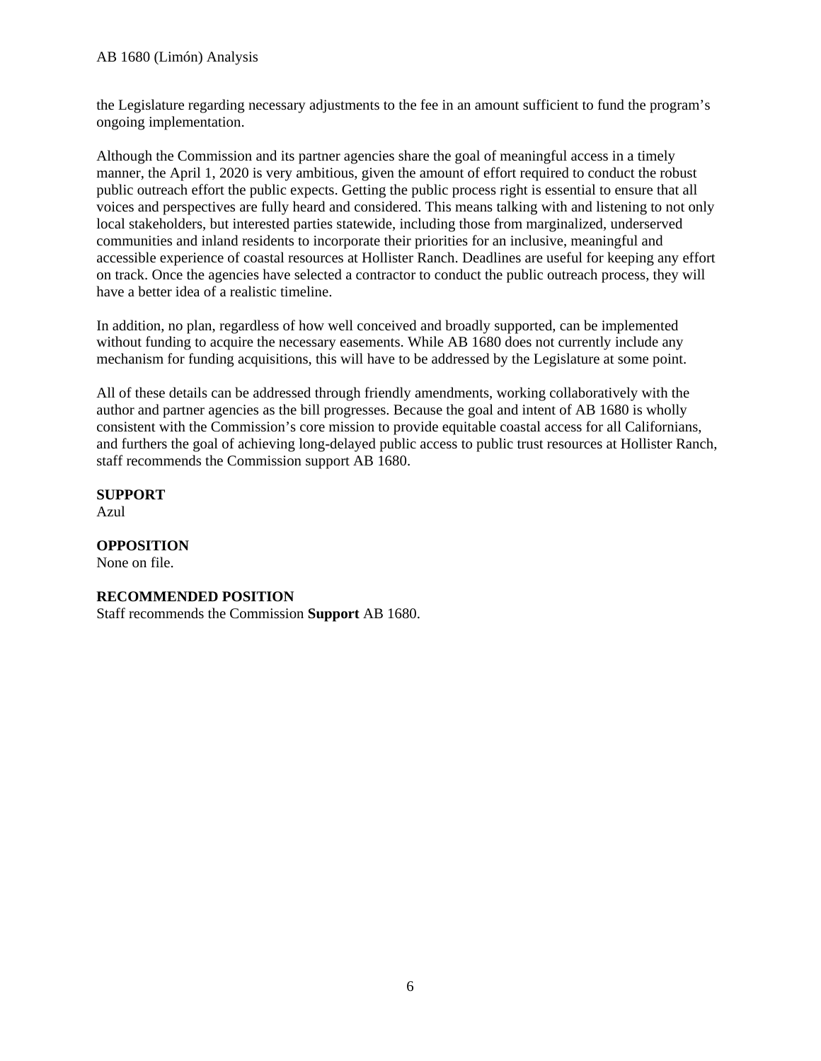the Legislature regarding necessary adjustments to the fee in an amount sufficient to fund the program's ongoing implementation.

Although the Commission and its partner agencies share the goal of meaningful access in a timely manner, the April 1, 2020 is very ambitious, given the amount of effort required to conduct the robust public outreach effort the public expects. Getting the public process right is essential to ensure that all voices and perspectives are fully heard and considered. This means talking with and listening to not only local stakeholders, but interested parties statewide, including those from marginalized, underserved communities and inland residents to incorporate their priorities for an inclusive, meaningful and accessible experience of coastal resources at Hollister Ranch. Deadlines are useful for keeping any effort on track. Once the agencies have selected a contractor to conduct the public outreach process, they will have a better idea of a realistic timeline.

In addition, no plan, regardless of how well conceived and broadly supported, can be implemented without funding to acquire the necessary easements. While AB 1680 does not currently include any mechanism for funding acquisitions, this will have to be addressed by the Legislature at some point.

All of these details can be addressed through friendly amendments, working collaboratively with the author and partner agencies as the bill progresses. Because the goal and intent of AB 1680 is wholly consistent with the Commission's core mission to provide equitable coastal access for all Californians, and furthers the goal of achieving long-delayed public access to public trust resources at Hollister Ranch, staff recommends the Commission support AB 1680.

**SUPPORT**
Azul

**OPPOSITION**
None on file.

**RECOMMENDED POSITION**
Staff recommends the Commission **Support** AB 1680.